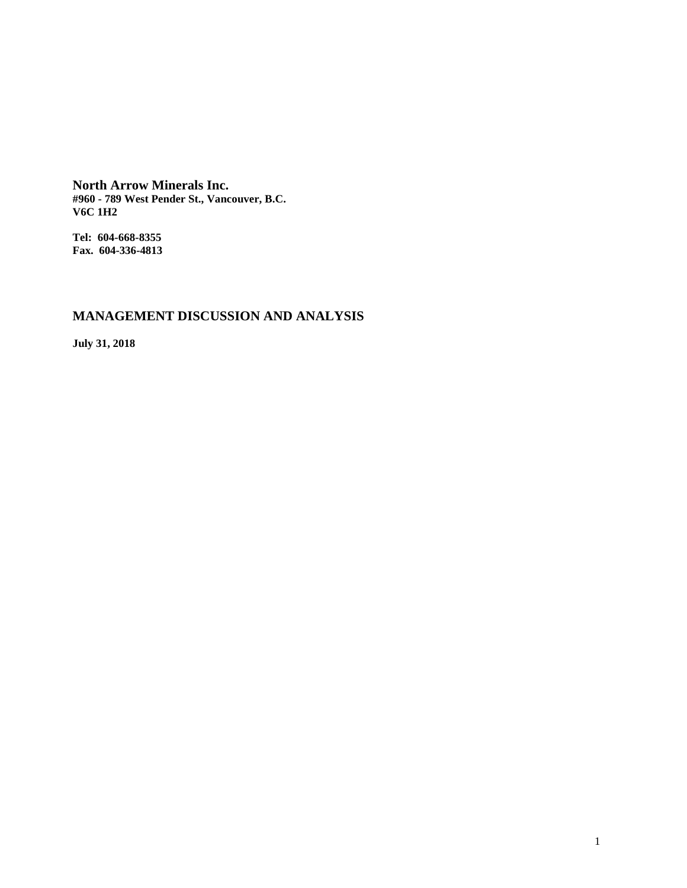**North Arrow Minerals Inc.**
**#960 - 789 West Pender St., Vancouver, B.C.**
**V6C 1H2**

**Tel: 604-668-8355**
**Fax. 604-336-4813**

## MANAGEMENT DISCUSSION AND ANALYSIS

**July 31, 2018**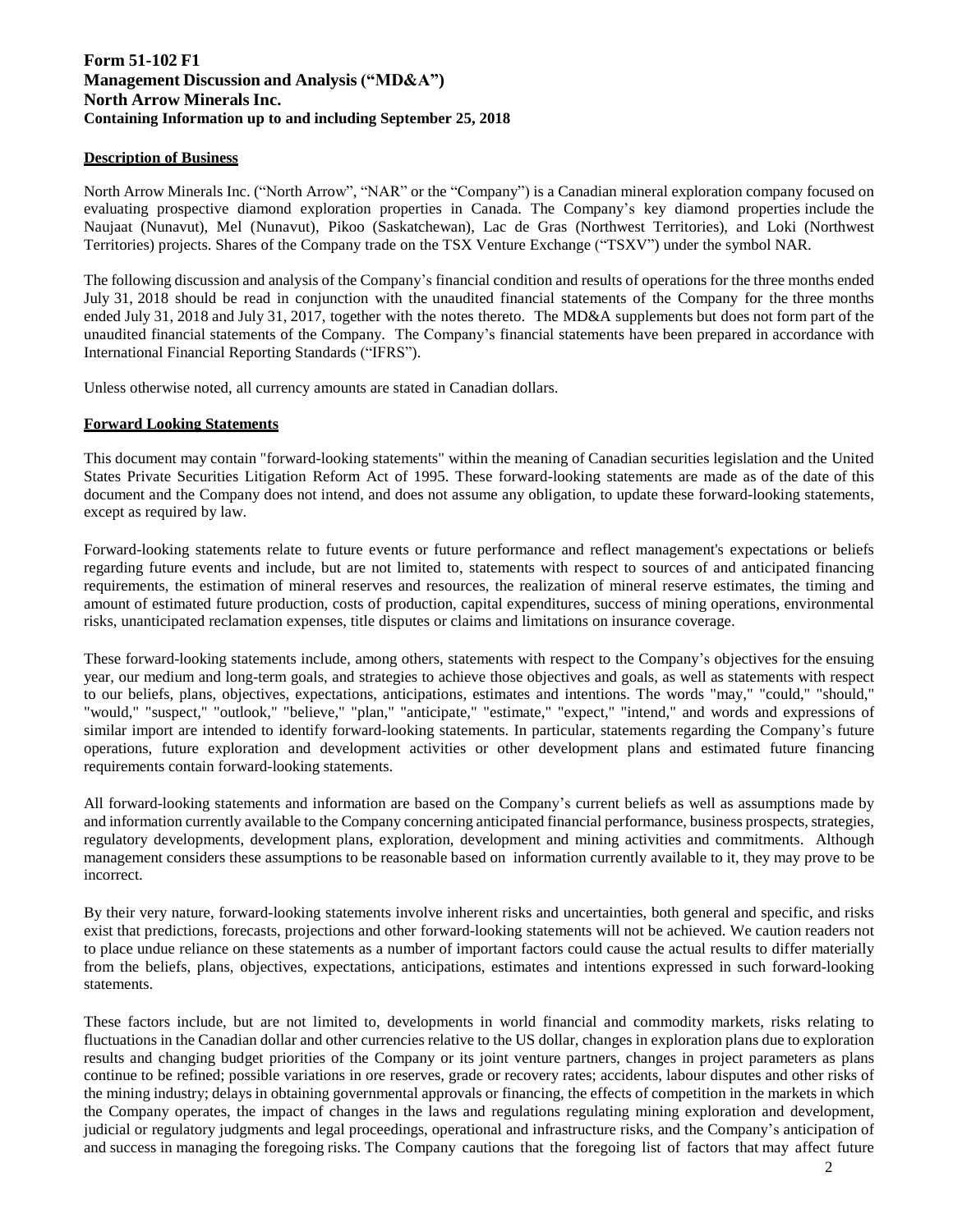**Form 51-102 F1**
**Management Discussion and Analysis ("MD&A")**
**North Arrow Minerals Inc.**
**Containing Information up to and including September 25, 2018**

## Description of Business

North Arrow Minerals Inc. ("North Arrow", "NAR" or the "Company") is a Canadian mineral exploration company focused on evaluating prospective diamond exploration properties in Canada. The Company's key diamond properties include the Naujaat (Nunavut), Mel (Nunavut), Pikoo (Saskatchewan), Lac de Gras (Northwest Territories), and Loki (Northwest Territories) projects. Shares of the Company trade on the TSX Venture Exchange ("TSXV") under the symbol NAR.

The following discussion and analysis of the Company's financial condition and results of operations for the three months ended July 31, 2018 should be read in conjunction with the unaudited financial statements of the Company for the three months ended July 31, 2018 and July 31, 2017, together with the notes thereto. The MD&A supplements but does not form part of the unaudited financial statements of the Company. The Company's financial statements have been prepared in accordance with International Financial Reporting Standards ("IFRS").

Unless otherwise noted, all currency amounts are stated in Canadian dollars.

## Forward Looking Statements

This document may contain "forward-looking statements" within the meaning of Canadian securities legislation and the United States Private Securities Litigation Reform Act of 1995. These forward-looking statements are made as of the date of this document and the Company does not intend, and does not assume any obligation, to update these forward-looking statements, except as required by law.

Forward-looking statements relate to future events or future performance and reflect management's expectations or beliefs regarding future events and include, but are not limited to, statements with respect to sources of and anticipated financing requirements, the estimation of mineral reserves and resources, the realization of mineral reserve estimates, the timing and amount of estimated future production, costs of production, capital expenditures, success of mining operations, environmental risks, unanticipated reclamation expenses, title disputes or claims and limitations on insurance coverage.

These forward-looking statements include, among others, statements with respect to the Company's objectives for the ensuing year, our medium and long-term goals, and strategies to achieve those objectives and goals, as well as statements with respect to our beliefs, plans, objectives, expectations, anticipations, estimates and intentions. The words "may," "could," "should," "would," "suspect," "outlook," "believe," "plan," "anticipate," "estimate," "expect," "intend," and words and expressions of similar import are intended to identify forward-looking statements. In particular, statements regarding the Company's future operations, future exploration and development activities or other development plans and estimated future financing requirements contain forward-looking statements.

All forward-looking statements and information are based on the Company's current beliefs as well as assumptions made by and information currently available to the Company concerning anticipated financial performance, business prospects, strategies, regulatory developments, development plans, exploration, development and mining activities and commitments. Although management considers these assumptions to be reasonable based on information currently available to it, they may prove to be incorrect.

By their very nature, forward-looking statements involve inherent risks and uncertainties, both general and specific, and risks exist that predictions, forecasts, projections and other forward-looking statements will not be achieved. We caution readers not to place undue reliance on these statements as a number of important factors could cause the actual results to differ materially from the beliefs, plans, objectives, expectations, anticipations, estimates and intentions expressed in such forward-looking statements.

These factors include, but are not limited to, developments in world financial and commodity markets, risks relating to fluctuations in the Canadian dollar and other currencies relative to the US dollar, changes in exploration plans due to exploration results and changing budget priorities of the Company or its joint venture partners, changes in project parameters as plans continue to be refined; possible variations in ore reserves, grade or recovery rates; accidents, labour disputes and other risks of the mining industry; delays in obtaining governmental approvals or financing, the effects of competition in the markets in which the Company operates, the impact of changes in the laws and regulations regulating mining exploration and development, judicial or regulatory judgments and legal proceedings, operational and infrastructure risks, and the Company's anticipation of and success in managing the foregoing risks. The Company cautions that the foregoing list of factors that may affect future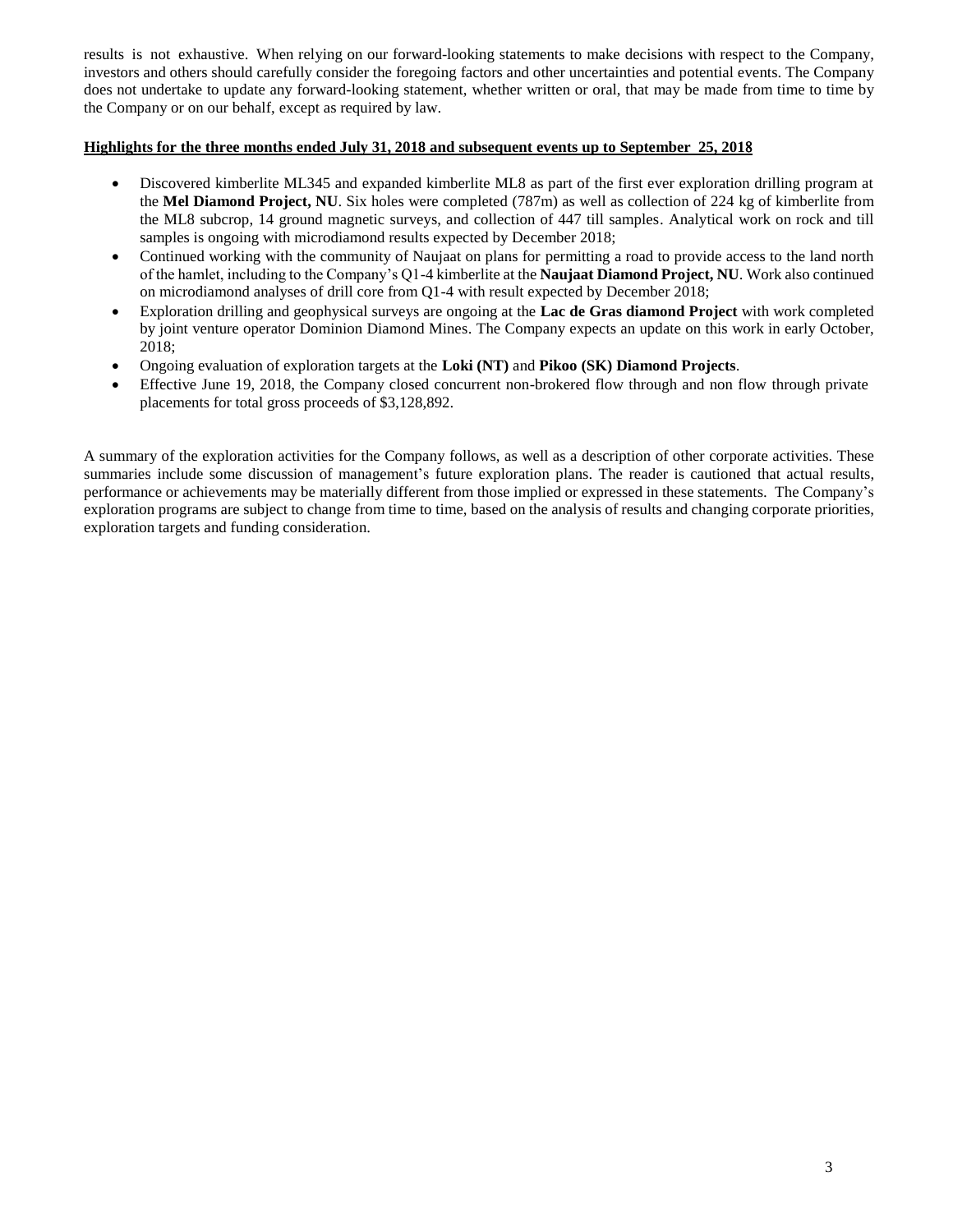results is not exhaustive. When relying on our forward-looking statements to make decisions with respect to the Company, investors and others should carefully consider the foregoing factors and other uncertainties and potential events. The Company does not undertake to update any forward-looking statement, whether written or oral, that may be made from time to time by the Company or on our behalf, except as required by law.

**Highlights for the three months ended July 31, 2018 and subsequent events up to September 25, 2018**

- Discovered kimberlite ML345 and expanded kimberlite ML8 as part of the first ever exploration drilling program at the **Mel Diamond Project, NU**. Six holes were completed (787m) as well as collection of 224 kg of kimberlite from the ML8 subcrop, 14 ground magnetic surveys, and collection of 447 till samples. Analytical work on rock and till samples is ongoing with microdiamond results expected by December 2018;
- Continued working with the community of Naujaat on plans for permitting a road to provide access to the land north of the hamlet, including to the Company's Q1-4 kimberlite at the **Naujaat Diamond Project, NU**. Work also continued on microdiamond analyses of drill core from Q1-4 with result expected by December 2018;
- Exploration drilling and geophysical surveys are ongoing at the **Lac de Gras diamond Project** with work completed by joint venture operator Dominion Diamond Mines. The Company expects an update on this work in early October, 2018;
- Ongoing evaluation of exploration targets at the **Loki (NT)** and **Pikoo (SK) Diamond Projects**.
- Effective June 19, 2018, the Company closed concurrent non-brokered flow through and non flow through private placements for total gross proceeds of $3,128,892.

A summary of the exploration activities for the Company follows, as well as a description of other corporate activities. These summaries include some discussion of management's future exploration plans. The reader is cautioned that actual results, performance or achievements may be materially different from those implied or expressed in these statements. The Company's exploration programs are subject to change from time to time, based on the analysis of results and changing corporate priorities, exploration targets and funding consideration.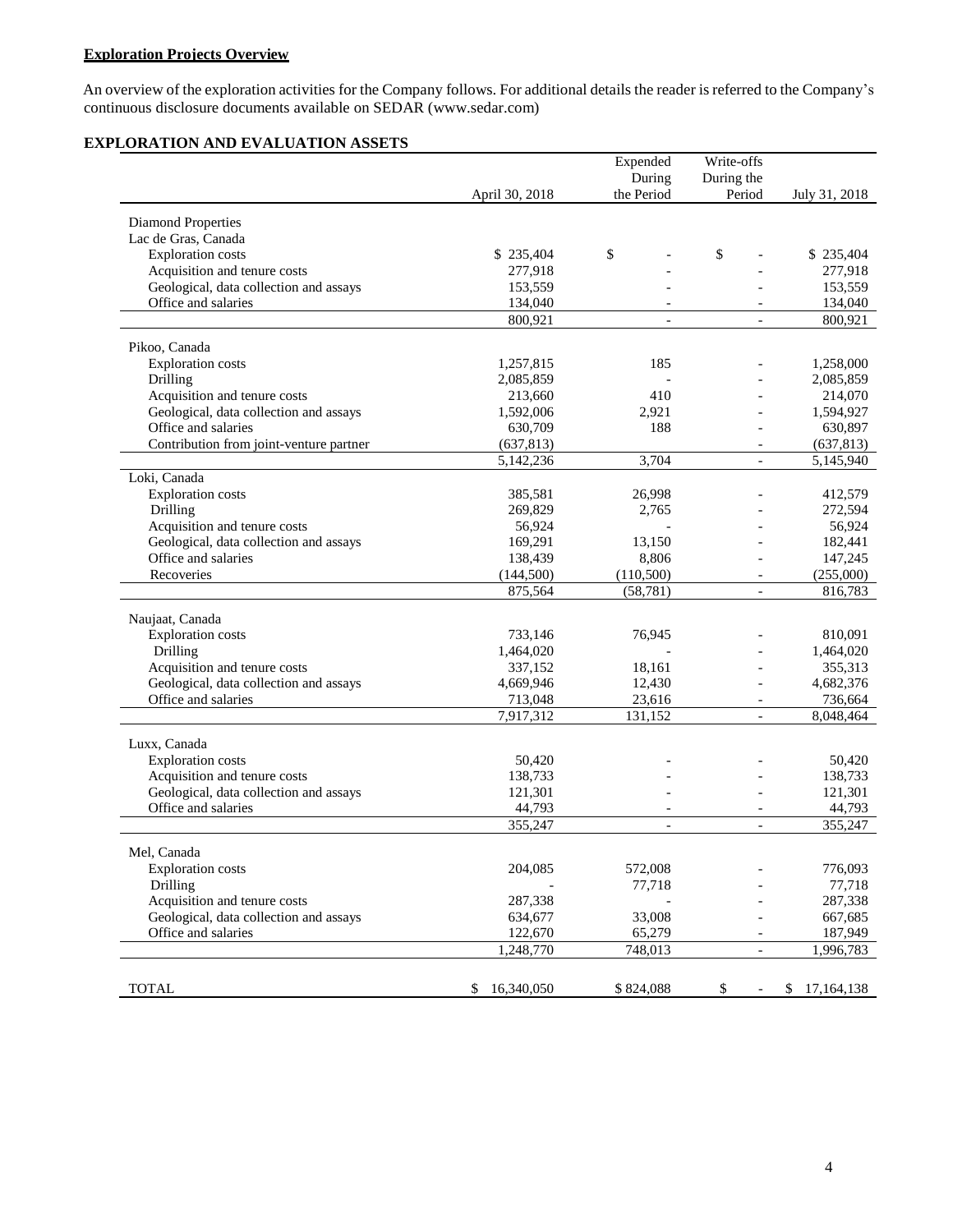**Exploration Projects Overview**

An overview of the exploration activities for the Company follows. For additional details the reader is referred to the Company's continuous disclosure documents available on SEDAR (www.sedar.com)

**EXPLORATION AND EVALUATION ASSETS**

| | April 30, 2018 | Expended During the Period | Write-offs During the Period | July 31, 2018 |
|---|---|---|---|---|
| Diamond Properties | | | | |
| Lac de Gras, Canada | | | | |
| Exploration costs | $ 235,404 | $ - | $ - | $ 235,404 |
| Acquisition and tenure costs | 277,918 | - | - | 277,918 |
| Geological, data collection and assays | 153,559 | - | - | 153,559 |
| Office and salaries | 134,040 | - | - | 134,040 |
| | 800,921 | - | - | 800,921 |
| Pikoo, Canada | | | | |
| Exploration costs | 1,257,815 | 185 | - | 1,258,000 |
| Drilling | 2,085,859 | - | - | 2,085,859 |
| Acquisition and tenure costs | 213,660 | 410 | - | 214,070 |
| Geological, data collection and assays | 1,592,006 | 2,921 | - | 1,594,927 |
| Office and salaries | 630,709 | 188 | - | 630,897 |
| Contribution from joint-venture partner | (637,813) | | - | (637,813) |
| | 5,142,236 | 3,704 | - | 5,145,940 |
| Loki, Canada | | | | |
| Exploration costs | 385,581 | 26,998 | - | 412,579 |
| Drilling | 269,829 | 2,765 | - | 272,594 |
| Acquisition and tenure costs | 56,924 | - | - | 56,924 |
| Geological, data collection and assays | 169,291 | 13,150 | - | 182,441 |
| Office and salaries | 138,439 | 8,806 | - | 147,245 |
| Recoveries | (144,500) | (110,500) | - | (255,000) |
| | 875,564 | (58,781) | - | 816,783 |
| Naujaat, Canada | | | | |
| Exploration costs | 733,146 | 76,945 | - | 810,091 |
| Drilling | 1,464,020 | - | - | 1,464,020 |
| Acquisition and tenure costs | 337,152 | 18,161 | - | 355,313 |
| Geological, data collection and assays | 4,669,946 | 12,430 | - | 4,682,376 |
| Office and salaries | 713,048 | 23,616 | - | 736,664 |
| | 7,917,312 | 131,152 | - | 8,048,464 |
| Luxx, Canada | | | | |
| Exploration costs | 50,420 | - | - | 50,420 |
| Acquisition and tenure costs | 138,733 | - | - | 138,733 |
| Geological, data collection and assays | 121,301 | - | - | 121,301 |
| Office and salaries | 44,793 | - | - | 44,793 |
| | 355,247 | - | - | 355,247 |
| Mel, Canada | | | | |
| Exploration costs | 204,085 | 572,008 | - | 776,093 |
| Drilling | - | 77,718 | - | 77,718 |
| Acquisition and tenure costs | 287,338 | - | - | 287,338 |
| Geological, data collection and assays | 634,677 | 33,008 | - | 667,685 |
| Office and salaries | 122,670 | 65,279 | - | 187,949 |
| | 1,248,770 | 748,013 | - | 1,996,783 |
| TOTAL | $ 16,340,050 | $ 824,088 | $ - | $ 17,164,138 |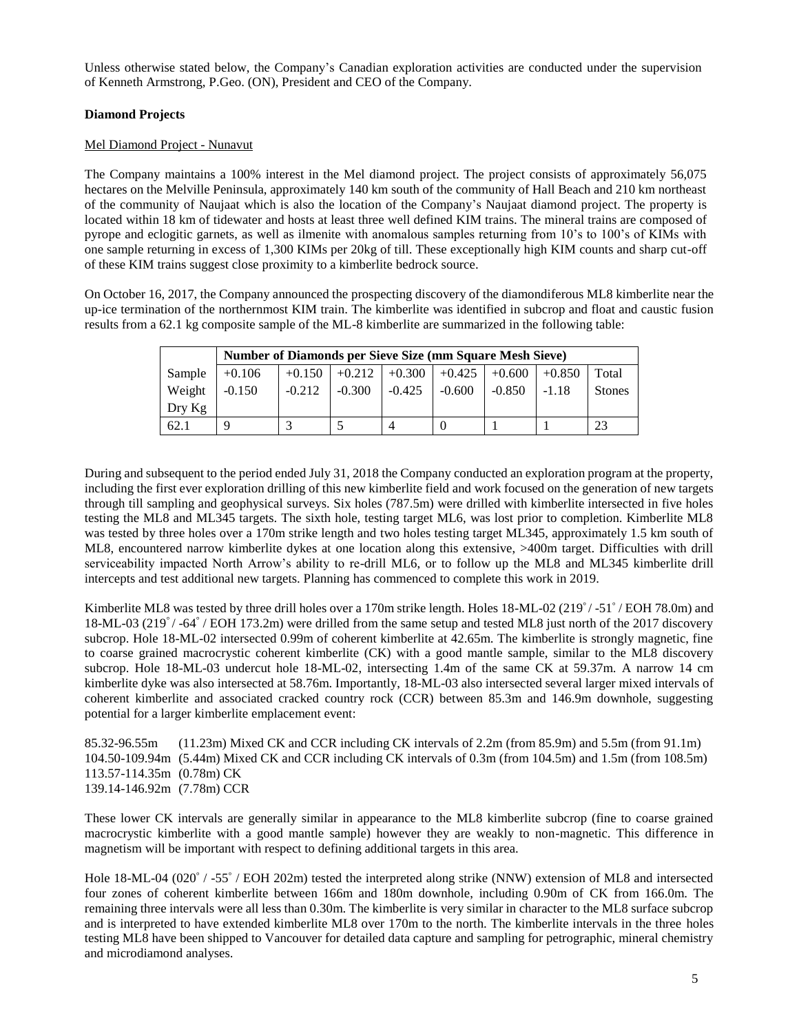Unless otherwise stated below, the Company's Canadian exploration activities are conducted under the supervision of Kenneth Armstrong, P.Geo. (ON), President and CEO of the Company.

**Diamond Projects**

Mel Diamond Project - Nunavut

The Company maintains a 100% interest in the Mel diamond project. The project consists of approximately 56,075 hectares on the Melville Peninsula, approximately 140 km south of the community of Hall Beach and 210 km northeast of the community of Naujaat which is also the location of the Company's Naujaat diamond project. The property is located within 18 km of tidewater and hosts at least three well defined KIM trains. The mineral trains are composed of pyrope and eclogitic garnets, as well as ilmenite with anomalous samples returning from 10's to 100's of KIMs with one sample returning in excess of 1,300 KIMs per 20kg of till. These exceptionally high KIM counts and sharp cut-off of these KIM trains suggest close proximity to a kimberlite bedrock source.

On October 16, 2017, the Company announced the prospecting discovery of the diamondiferous ML8 kimberlite near the up-ice termination of the northernmost KIM train. The kimberlite was identified in subcrop and float and caustic fusion results from a 62.1 kg composite sample of the ML-8 kimberlite are summarized in the following table:

| | **Number of Diamonds per Sieve Size (mm Square Mesh Sieve)** | | | | | | | |
|---|---|---|---|---|---|---|---|---|
| Sample Weight Dry Kg | +0.106 -0.150 | +0.150 -0.212 | +0.212 -0.300 | +0.300 -0.425 | +0.425 -0.600 | +0.600 -0.850 | +0.850 -1.18 | Total Stones |
| 62.1 | 9 | 3 | 5 | 4 | 0 | 1 | 1 | 23 |

During and subsequent to the period ended July 31, 2018 the Company conducted an exploration program at the property, including the first ever exploration drilling of this new kimberlite field and work focused on the generation of new targets through till sampling and geophysical surveys. Six holes (787.5m) were drilled with kimberlite intersected in five holes testing the ML8 and ML345 targets. The sixth hole, testing target ML6, was lost prior to completion. Kimberlite ML8 was tested by three holes over a 170m strike length and two holes testing target ML345, approximately 1.5 km south of ML8, encountered narrow kimberlite dykes at one location along this extensive, >400m target. Difficulties with drill serviceability impacted North Arrow's ability to re-drill ML6, or to follow up the ML8 and ML345 kimberlite drill intercepts and test additional new targets. Planning has commenced to complete this work in 2019.

Kimberlite ML8 was tested by three drill holes over a 170m strike length. Holes 18-ML-02 (219˚/ -51˚ / EOH 78.0m) and 18-ML-03 (219˚/ -64˚ / EOH 173.2m) were drilled from the same setup and tested ML8 just north of the 2017 discovery subcrop. Hole 18-ML-02 intersected 0.99m of coherent kimberlite at 42.65m. The kimberlite is strongly magnetic, fine to coarse grained macrocrystic coherent kimberlite (CK) with a good mantle sample, similar to the ML8 discovery subcrop. Hole 18-ML-03 undercut hole 18-ML-02, intersecting 1.4m of the same CK at 59.37m. A narrow 14 cm kimberlite dyke was also intersected at 58.76m. Importantly, 18-ML-03 also intersected several larger mixed intervals of coherent kimberlite and associated cracked country rock (CCR) between 85.3m and 146.9m downhole, suggesting potential for a larger kimberlite emplacement event:

85.32-96.55m (11.23m) Mixed CK and CCR including CK intervals of 2.2m (from 85.9m) and 5.5m (from 91.1m)
104.50-109.94m (5.44m) Mixed CK and CCR including CK intervals of 0.3m (from 104.5m) and 1.5m (from 108.5m)
113.57-114.35m (0.78m) CK
139.14-146.92m (7.78m) CCR

These lower CK intervals are generally similar in appearance to the ML8 kimberlite subcrop (fine to coarse grained macrocrystic kimberlite with a good mantle sample) however they are weakly to non-magnetic. This difference in magnetism will be important with respect to defining additional targets in this area.

Hole 18-ML-04 (020˚ / -55˚ / EOH 202m) tested the interpreted along strike (NNW) extension of ML8 and intersected four zones of coherent kimberlite between 166m and 180m downhole, including 0.90m of CK from 166.0m. The remaining three intervals were all less than 0.30m. The kimberlite is very similar in character to the ML8 surface subcrop and is interpreted to have extended kimberlite ML8 over 170m to the north. The kimberlite intervals in the three holes testing ML8 have been shipped to Vancouver for detailed data capture and sampling for petrographic, mineral chemistry and microdiamond analyses.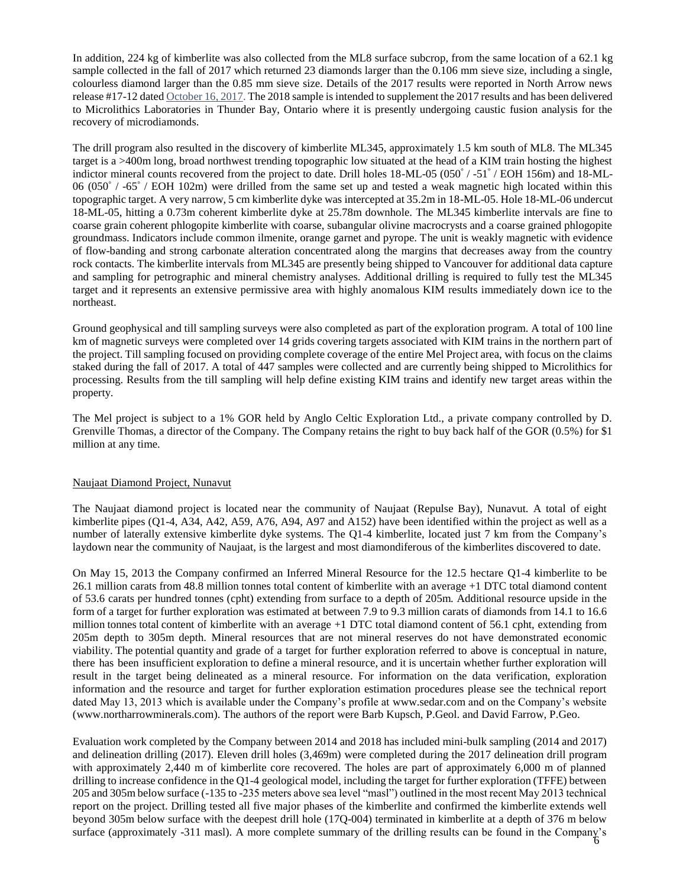In addition, 224 kg of kimberlite was also collected from the ML8 surface subcrop, from the same location of a 62.1 kg sample collected in the fall of 2017 which returned 23 diamonds larger than the 0.106 mm sieve size, including a single, colourless diamond larger than the 0.85 mm sieve size. Details of the 2017 results were reported in North Arrow news release #17-12 dated October 16, 2017. The 2018 sample is intended to supplement the 2017 results and has been delivered to Microlithics Laboratories in Thunder Bay, Ontario where it is presently undergoing caustic fusion analysis for the recovery of microdiamonds.

The drill program also resulted in the discovery of kimberlite ML345, approximately 1.5 km south of ML8. The ML345 target is a >400m long, broad northwest trending topographic low situated at the head of a KIM train hosting the highest indictor mineral counts recovered from the project to date. Drill holes 18-ML-05 (050˚ / -51˚ / EOH 156m) and 18-ML-06 (050˚ / -65˚ / EOH 102m) were drilled from the same set up and tested a weak magnetic high located within this topographic target. A very narrow, 5 cm kimberlite dyke was intercepted at 35.2m in 18-ML-05. Hole 18-ML-06 undercut 18-ML-05, hitting a 0.73m coherent kimberlite dyke at 25.78m downhole. The ML345 kimberlite intervals are fine to coarse grain coherent phlogopite kimberlite with coarse, subangular olivine macrocrysts and a coarse grained phlogopite groundmass. Indicators include common ilmenite, orange garnet and pyrope. The unit is weakly magnetic with evidence of flow-banding and strong carbonate alteration concentrated along the margins that decreases away from the country rock contacts. The kimberlite intervals from ML345 are presently being shipped to Vancouver for additional data capture and sampling for petrographic and mineral chemistry analyses. Additional drilling is required to fully test the ML345 target and it represents an extensive permissive area with highly anomalous KIM results immediately down ice to the northeast.

Ground geophysical and till sampling surveys were also completed as part of the exploration program. A total of 100 line km of magnetic surveys were completed over 14 grids covering targets associated with KIM trains in the northern part of the project. Till sampling focused on providing complete coverage of the entire Mel Project area, with focus on the claims staked during the fall of 2017. A total of 447 samples were collected and are currently being shipped to Microlithics for processing. Results from the till sampling will help define existing KIM trains and identify new target areas within the property.

The Mel project is subject to a 1% GOR held by Anglo Celtic Exploration Ltd., a private company controlled by D. Grenville Thomas, a director of the Company. The Company retains the right to buy back half of the GOR (0.5%) for $1 million at any time.

## Naujaat Diamond Project, Nunavut

The Naujaat diamond project is located near the community of Naujaat (Repulse Bay), Nunavut. A total of eight kimberlite pipes (Q1-4, A34, A42, A59, A76, A94, A97 and A152) have been identified within the project as well as a number of laterally extensive kimberlite dyke systems. The Q1-4 kimberlite, located just 7 km from the Company's laydown near the community of Naujaat, is the largest and most diamondiferous of the kimberlites discovered to date.

On May 15, 2013 the Company confirmed an Inferred Mineral Resource for the 12.5 hectare Q1-4 kimberlite to be 26.1 million carats from 48.8 million tonnes total content of kimberlite with an average +1 DTC total diamond content of 53.6 carats per hundred tonnes (cpht) extending from surface to a depth of 205m. Additional resource upside in the form of a target for further exploration was estimated at between 7.9 to 9.3 million carats of diamonds from 14.1 to 16.6 million tonnes total content of kimberlite with an average +1 DTC total diamond content of 56.1 cpht, extending from 205m depth to 305m depth. Mineral resources that are not mineral reserves do not have demonstrated economic viability. The potential quantity and grade of a target for further exploration referred to above is conceptual in nature, there has been insufficient exploration to define a mineral resource, and it is uncertain whether further exploration will result in the target being delineated as a mineral resource. For information on the data verification, exploration information and the resource and target for further exploration estimation procedures please see the technical report dated May 13, 2013 which is available under the Company's profile at www.sedar.com and on the Company's website (www.northarrowminerals.com). The authors of the report were Barb Kupsch, P.Geol. and David Farrow, P.Geo.

Evaluation work completed by the Company between 2014 and 2018 has included mini-bulk sampling (2014 and 2017) and delineation drilling (2017). Eleven drill holes (3,469m) were completed during the 2017 delineation drill program with approximately 2,440 m of kimberlite core recovered. The holes are part of approximately 6,000 m of planned drilling to increase confidence in the Q1-4 geological model, including the target for further exploration (TFFE) between 205 and 305m below surface (-135 to -235 meters above sea level "masl") outlined in the most recent May 2013 technical report on the project. Drilling tested all five major phases of the kimberlite and confirmed the kimberlite extends well beyond 305m below surface with the deepest drill hole (17Q-004) terminated in kimberlite at a depth of 376 m below surface (approximately -311 masl). A more complete summary of the drilling results can be found in the Company's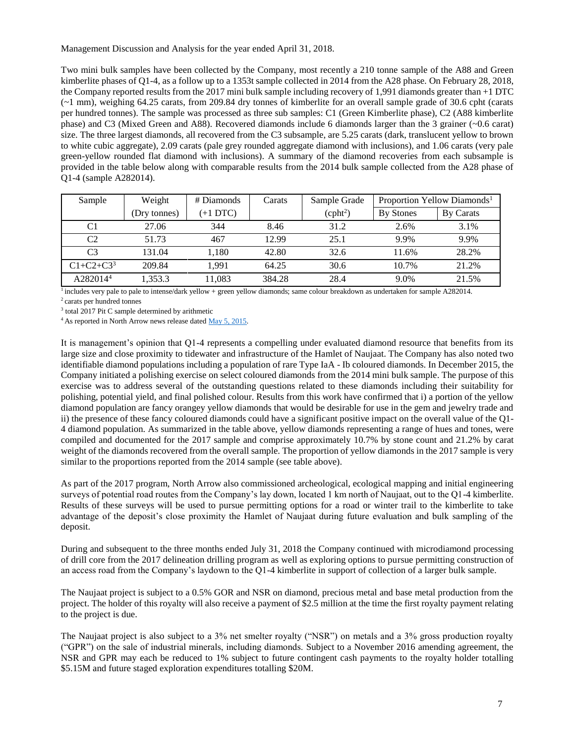Management Discussion and Analysis for the year ended April 31, 2018.

Two mini bulk samples have been collected by the Company, most recently a 210 tonne sample of the A88 and Green kimberlite phases of Q1-4, as a follow up to a 1353t sample collected in 2014 from the A28 phase. On February 28, 2018, the Company reported results from the 2017 mini bulk sample including recovery of 1,991 diamonds greater than +1 DTC (~1 mm), weighing 64.25 carats, from 209.84 dry tonnes of kimberlite for an overall sample grade of 30.6 cpht (carats per hundred tonnes). The sample was processed as three sub samples: C1 (Green Kimberlite phase), C2 (A88 kimberlite phase) and C3 (Mixed Green and A88). Recovered diamonds include 6 diamonds larger than the 3 grainer (~0.6 carat) size. The three largest diamonds, all recovered from the C3 subsample, are 5.25 carats (dark, translucent yellow to brown to white cubic aggregate), 2.09 carats (pale grey rounded aggregate diamond with inclusions), and 1.06 carats (very pale green-yellow rounded flat diamond with inclusions). A summary of the diamond recoveries from each subsample is provided in the table below along with comparable results from the 2014 bulk sample collected from the A28 phase of Q1-4 (sample A282014).

| Sample | Weight | # Diamonds | Carats | Sample Grade | Proportion Yellow Diamonds[1] | |
|---|---|---|---|---|---|---|
| | (Dry tonnes) | (+1 DTC) | | (cpht[2]) | By Stones | By Carats |
| C1 | 27.06 | 344 | 8.46 | 31.2 | 2.6% | 3.1% |
| C2 | 51.73 | 467 | 12.99 | 25.1 | 9.9% | 9.9% |
| C3 | 131.04 | 1,180 | 42.80 | 32.6 | 11.6% | 28.2% |
| C1+C2+C3[3] | 209.84 | 1,991 | 64.25 | 30.6 | 10.7% | 21.2% |
| A282014[4] | 1,353.3 | 11,083 | 384.28 | 28.4 | 9.0% | 21.5% |

[1] includes very pale to pale to intense/dark yellow + green yellow diamonds; same colour breakdown as undertaken for sample A282014.

[2] carats per hundred tonnes

[3] total 2017 Pit C sample determined by arithmetic

[4] As reported in North Arrow news release dated May 5, 2015.

It is management's opinion that Q1-4 represents a compelling under evaluated diamond resource that benefits from its large size and close proximity to tidewater and infrastructure of the Hamlet of Naujaat. The Company has also noted two identifiable diamond populations including a population of rare Type IaA - Ib coloured diamonds. In December 2015, the Company initiated a polishing exercise on select coloured diamonds from the 2014 mini bulk sample. The purpose of this exercise was to address several of the outstanding questions related to these diamonds including their suitability for polishing, potential yield, and final polished colour. Results from this work have confirmed that i) a portion of the yellow diamond population are fancy orangey yellow diamonds that would be desirable for use in the gem and jewelry trade and ii) the presence of these fancy coloured diamonds could have a significant positive impact on the overall value of the Q1-4 diamond population. As summarized in the table above, yellow diamonds representing a range of hues and tones, were compiled and documented for the 2017 sample and comprise approximately 10.7% by stone count and 21.2% by carat weight of the diamonds recovered from the overall sample. The proportion of yellow diamonds in the 2017 sample is very similar to the proportions reported from the 2014 sample (see table above).

As part of the 2017 program, North Arrow also commissioned archeological, ecological mapping and initial engineering surveys of potential road routes from the Company's lay down, located 1 km north of Naujaat, out to the Q1-4 kimberlite. Results of these surveys will be used to pursue permitting options for a road or winter trail to the kimberlite to take advantage of the deposit's close proximity the Hamlet of Naujaat during future evaluation and bulk sampling of the deposit.

During and subsequent to the three months ended July 31, 2018 the Company continued with microdiamond processing of drill core from the 2017 delineation drilling program as well as exploring options to pursue permitting construction of an access road from the Company's laydown to the Q1-4 kimberlite in support of collection of a larger bulk sample.

The Naujaat project is subject to a 0.5% GOR and NSR on diamond, precious metal and base metal production from the project. The holder of this royalty will also receive a payment of $2.5 million at the time the first royalty payment relating to the project is due.

The Naujaat project is also subject to a 3% net smelter royalty ("NSR") on metals and a 3% gross production royalty ("GPR") on the sale of industrial minerals, including diamonds. Subject to a November 2016 amending agreement, the NSR and GPR may each be reduced to 1% subject to future contingent cash payments to the royalty holder totalling $5.15M and future staged exploration expenditures totalling $20M.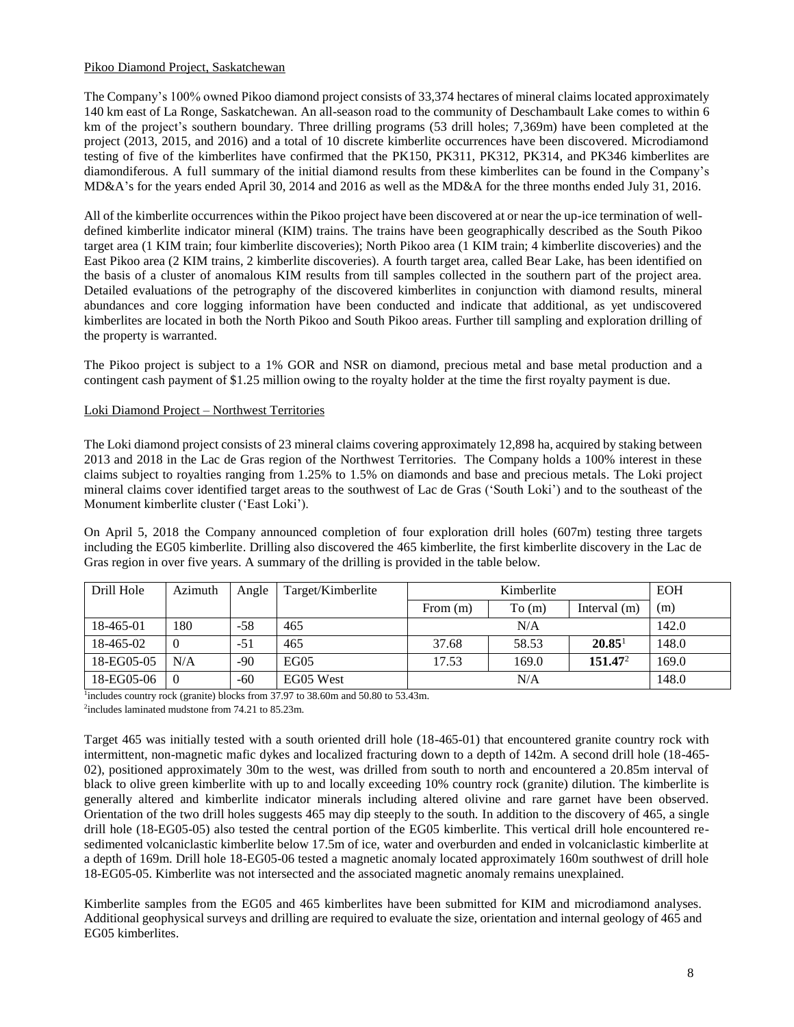## Pikoo Diamond Project, Saskatchewan

The Company's 100% owned Pikoo diamond project consists of 33,374 hectares of mineral claims located approximately 140 km east of La Ronge, Saskatchewan. An all-season road to the community of Deschambault Lake comes to within 6 km of the project's southern boundary. Three drilling programs (53 drill holes; 7,369m) have been completed at the project (2013, 2015, and 2016) and a total of 10 discrete kimberlite occurrences have been discovered. Microdiamond testing of five of the kimberlites have confirmed that the PK150, PK311, PK312, PK314, and PK346 kimberlites are diamondiferous. A full summary of the initial diamond results from these kimberlites can be found in the Company's MD&A's for the years ended April 30, 2014 and 2016 as well as the MD&A for the three months ended July 31, 2016.

All of the kimberlite occurrences within the Pikoo project have been discovered at or near the up-ice termination of well-defined kimberlite indicator mineral (KIM) trains. The trains have been geographically described as the South Pikoo target area (1 KIM train; four kimberlite discoveries); North Pikoo area (1 KIM train; 4 kimberlite discoveries) and the East Pikoo area (2 KIM trains, 2 kimberlite discoveries). A fourth target area, called Bear Lake, has been identified on the basis of a cluster of anomalous KIM results from till samples collected in the southern part of the project area. Detailed evaluations of the petrography of the discovered kimberlites in conjunction with diamond results, mineral abundances and core logging information have been conducted and indicate that additional, as yet undiscovered kimberlites are located in both the North Pikoo and South Pikoo areas. Further till sampling and exploration drilling of the property is warranted.

The Pikoo project is subject to a 1% GOR and NSR on diamond, precious metal and base metal production and a contingent cash payment of $1.25 million owing to the royalty holder at the time the first royalty payment is due.

## Loki Diamond Project – Northwest Territories

The Loki diamond project consists of 23 mineral claims covering approximately 12,898 ha, acquired by staking between 2013 and 2018 in the Lac de Gras region of the Northwest Territories. The Company holds a 100% interest in these claims subject to royalties ranging from 1.25% to 1.5% on diamonds and base and precious metals. The Loki project mineral claims cover identified target areas to the southwest of Lac de Gras ('South Loki') and to the southeast of the Monument kimberlite cluster ('East Loki').

On April 5, 2018 the Company announced completion of four exploration drill holes (607m) testing three targets including the EG05 kimberlite. Drilling also discovered the 465 kimberlite, the first kimberlite discovery in the Lac de Gras region in over five years. A summary of the drilling is provided in the table below.

| Drill Hole | Azimuth | Angle | Target/Kimberlite | Kimberlite | | | EOH |
|---|---|---|---|---|---|---|---|
| | | | | From (m) | To (m) | Interval (m) | (m) |
| 18-465-01 | 180 | -58 | 465 | N/A | | | 142.0 |
| 18-465-02 | 0 | -51 | 465 | 37.68 | 58.53 | **20.85**[1] | 148.0 |
| 18-EG05-05 | N/A | -90 | EG05 | 17.53 | 169.0 | **151.47**[2] | 169.0 |
| 18-EG05-06 | 0 | -60 | EG05 West | N/A | | | 148.0 |

[1]includes country rock (granite) blocks from 37.97 to 38.60m and 50.80 to 53.43m.
[2]includes laminated mudstone from 74.21 to 85.23m.

Target 465 was initially tested with a south oriented drill hole (18-465-01) that encountered granite country rock with intermittent, non-magnetic mafic dykes and localized fracturing down to a depth of 142m. A second drill hole (18-465-02), positioned approximately 30m to the west, was drilled from south to north and encountered a 20.85m interval of black to olive green kimberlite with up to and locally exceeding 10% country rock (granite) dilution. The kimberlite is generally altered and kimberlite indicator minerals including altered olivine and rare garnet have been observed. Orientation of the two drill holes suggests 465 may dip steeply to the south. In addition to the discovery of 465, a single drill hole (18-EG05-05) also tested the central portion of the EG05 kimberlite. This vertical drill hole encountered re-sedimented volcaniclastic kimberlite below 17.5m of ice, water and overburden and ended in volcaniclastic kimberlite at a depth of 169m. Drill hole 18-EG05-06 tested a magnetic anomaly located approximately 160m southwest of drill hole 18-EG05-05. Kimberlite was not intersected and the associated magnetic anomaly remains unexplained.

Kimberlite samples from the EG05 and 465 kimberlites have been submitted for KIM and microdiamond analyses. Additional geophysical surveys and drilling are required to evaluate the size, orientation and internal geology of 465 and EG05 kimberlites.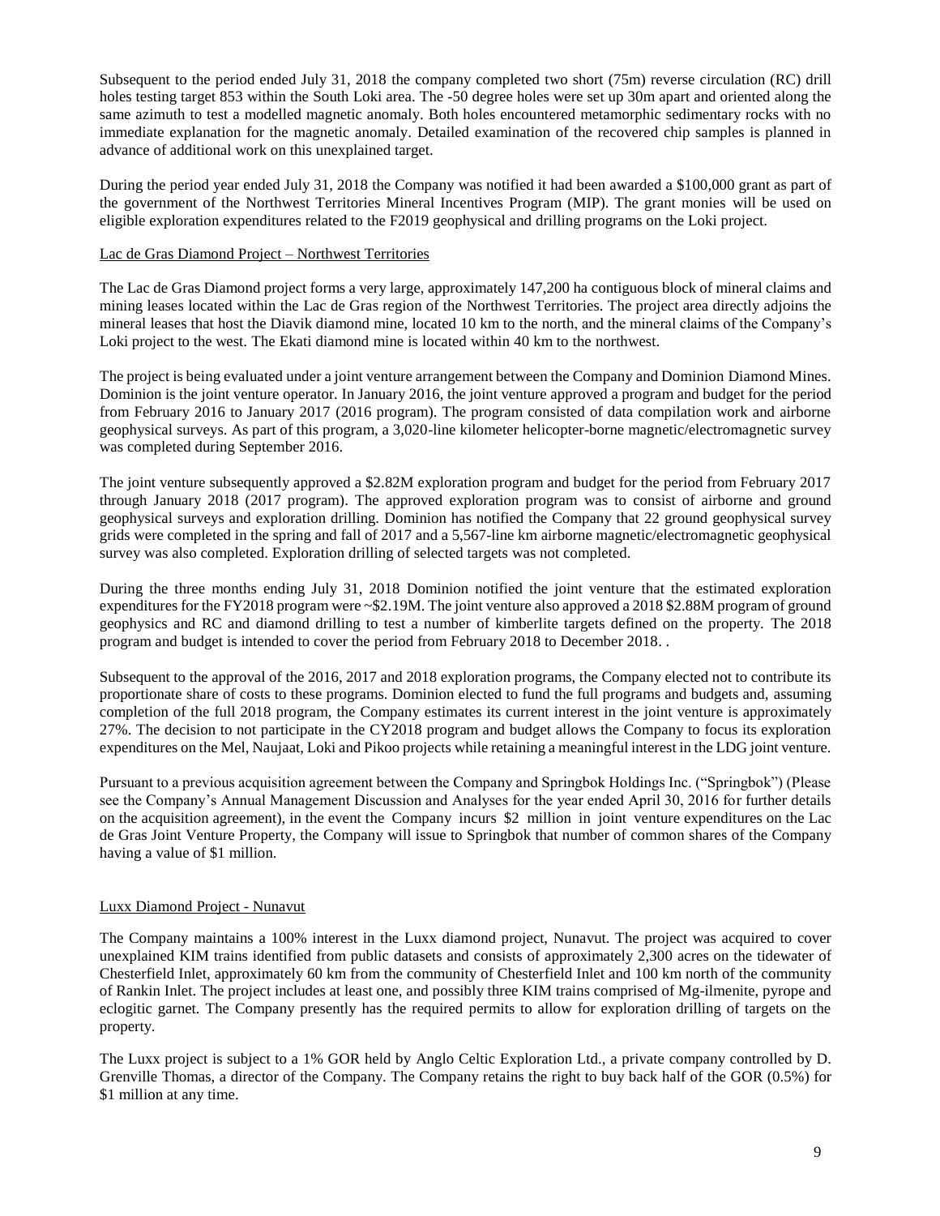Subsequent to the period ended July 31, 2018 the company completed two short (75m) reverse circulation (RC) drill holes testing target 853 within the South Loki area. The -50 degree holes were set up 30m apart and oriented along the same azimuth to test a modelled magnetic anomaly. Both holes encountered metamorphic sedimentary rocks with no immediate explanation for the magnetic anomaly. Detailed examination of the recovered chip samples is planned in advance of additional work on this unexplained target.

During the period year ended July 31, 2018 the Company was notified it had been awarded a $100,000 grant as part of the government of the Northwest Territories Mineral Incentives Program (MIP). The grant monies will be used on eligible exploration expenditures related to the F2019 geophysical and drilling programs on the Loki project.

Lac de Gras Diamond Project – Northwest Territories

The Lac de Gras Diamond project forms a very large, approximately 147,200 ha contiguous block of mineral claims and mining leases located within the Lac de Gras region of the Northwest Territories. The project area directly adjoins the mineral leases that host the Diavik diamond mine, located 10 km to the north, and the mineral claims of the Company's Loki project to the west. The Ekati diamond mine is located within 40 km to the northwest.

The project is being evaluated under a joint venture arrangement between the Company and Dominion Diamond Mines. Dominion is the joint venture operator. In January 2016, the joint venture approved a program and budget for the period from February 2016 to January 2017 (2016 program). The program consisted of data compilation work and airborne geophysical surveys. As part of this program, a 3,020-line kilometer helicopter-borne magnetic/electromagnetic survey was completed during September 2016.

The joint venture subsequently approved a $2.82M exploration program and budget for the period from February 2017 through January 2018 (2017 program). The approved exploration program was to consist of airborne and ground geophysical surveys and exploration drilling. Dominion has notified the Company that 22 ground geophysical survey grids were completed in the spring and fall of 2017 and a 5,567-line km airborne magnetic/electromagnetic geophysical survey was also completed. Exploration drilling of selected targets was not completed.

During the three months ending July 31, 2018 Dominion notified the joint venture that the estimated exploration expenditures for the FY2018 program were ~$2.19M. The joint venture also approved a 2018 $2.88M program of ground geophysics and RC and diamond drilling to test a number of kimberlite targets defined on the property. The 2018 program and budget is intended to cover the period from February 2018 to December 2018. .

Subsequent to the approval of the 2016, 2017 and 2018 exploration programs, the Company elected not to contribute its proportionate share of costs to these programs. Dominion elected to fund the full programs and budgets and, assuming completion of the full 2018 program, the Company estimates its current interest in the joint venture is approximately 27%. The decision to not participate in the CY2018 program and budget allows the Company to focus its exploration expenditures on the Mel, Naujaat, Loki and Pikoo projects while retaining a meaningful interest in the LDG joint venture.

Pursuant to a previous acquisition agreement between the Company and Springbok Holdings Inc. ("Springbok") (Please see the Company's Annual Management Discussion and Analyses for the year ended April 30, 2016 for further details on the acquisition agreement), in the event the Company incurs $2 million in joint venture expenditures on the Lac de Gras Joint Venture Property, the Company will issue to Springbok that number of common shares of the Company having a value of $1 million.

Luxx Diamond Project - Nunavut

The Company maintains a 100% interest in the Luxx diamond project, Nunavut. The project was acquired to cover unexplained KIM trains identified from public datasets and consists of approximately 2,300 acres on the tidewater of Chesterfield Inlet, approximately 60 km from the community of Chesterfield Inlet and 100 km north of the community of Rankin Inlet. The project includes at least one, and possibly three KIM trains comprised of Mg-ilmenite, pyrope and eclogitic garnet. The Company presently has the required permits to allow for exploration drilling of targets on the property.

The Luxx project is subject to a 1% GOR held by Anglo Celtic Exploration Ltd., a private company controlled by D. Grenville Thomas, a director of the Company. The Company retains the right to buy back half of the GOR (0.5%) for $1 million at any time.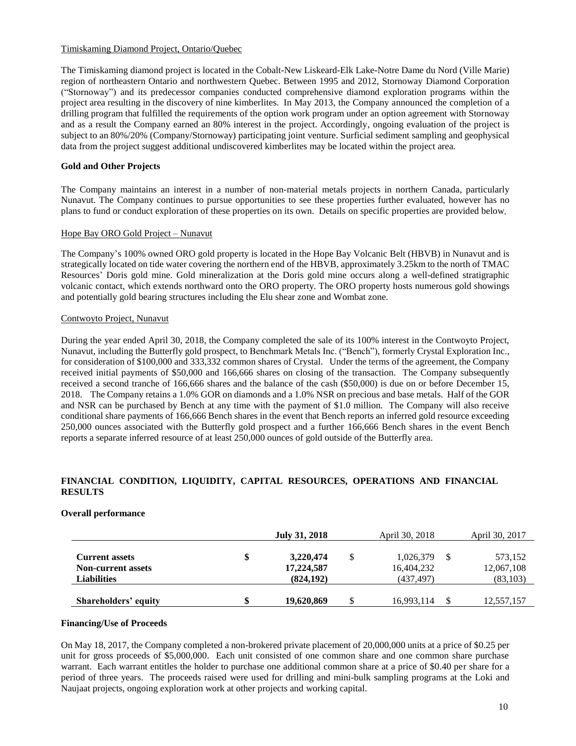Timiskaming Diamond Project, Ontario/Quebec

The Timiskaming diamond project is located in the Cobalt-New Liskeard-Elk Lake-Notre Dame du Nord (Ville Marie) region of northeastern Ontario and northwestern Quebec. Between 1995 and 2012, Stornoway Diamond Corporation ("Stornoway") and its predecessor companies conducted comprehensive diamond exploration programs within the project area resulting in the discovery of nine kimberlites. In May 2013, the Company announced the completion of a drilling program that fulfilled the requirements of the option work program under an option agreement with Stornoway and as a result the Company earned an 80% interest in the project. Accordingly, ongoing evaluation of the project is subject to an 80%/20% (Company/Stornoway) participating joint venture. Surficial sediment sampling and geophysical data from the project suggest additional undiscovered kimberlites may be located within the project area.

**Gold and Other Projects**

The Company maintains an interest in a number of non-material metals projects in northern Canada, particularly Nunavut. The Company continues to pursue opportunities to see these properties further evaluated, however has no plans to fund or conduct exploration of these properties on its own. Details on specific properties are provided below.

Hope Bay ORO Gold Project – Nunavut

The Company's 100% owned ORO gold property is located in the Hope Bay Volcanic Belt (HBVB) in Nunavut and is strategically located on tide water covering the northern end of the HBVB, approximately 3.25km to the north of TMAC Resources' Doris gold mine. Gold mineralization at the Doris gold mine occurs along a well-defined stratigraphic volcanic contact, which extends northward onto the ORO property. The ORO property hosts numerous gold showings and potentially gold bearing structures including the Elu shear zone and Wombat zone.

Contwoyto Project, Nunavut

During the year ended April 30, 2018, the Company completed the sale of its 100% interest in the Contwoyto Project, Nunavut, including the Butterfly gold prospect, to Benchmark Metals Inc. ("Bench"), formerly Crystal Exploration Inc., for consideration of \$100,000 and 333,332 common shares of Crystal. Under the terms of the agreement, the Company received initial payments of \$50,000 and 166,666 shares on closing of the transaction. The Company subsequently received a second tranche of 166,666 shares and the balance of the cash (\$50,000) is due on or before December 15, 2018. The Company retains a 1.0% GOR on diamonds and a 1.0% NSR on precious and base metals. Half of the GOR and NSR can be purchased by Bench at any time with the payment of \$1.0 million. The Company will also receive conditional share payments of 166,666 Bench shares in the event that Bench reports an inferred gold resource exceeding 250,000 ounces associated with the Butterfly gold prospect and a further 166,666 Bench shares in the event Bench reports a separate inferred resource of at least 250,000 ounces of gold outside of the Butterfly area.

## FINANCIAL CONDITION, LIQUIDITY, CAPITAL RESOURCES, OPERATIONS AND FINANCIAL RESULTS

**Overall performance**

| | **July 31, 2018** | April 30, 2018 | April 30, 2017 |
|---|---|---|---|
| **Current assets** | **\$ 3,220,474** | \$ 1,026,379 | \$ 573,152 |
| **Non-current assets** | **17,224,587** | 16,404,232 | 12,067,108 |
| **Liabilities** | **(824,192)** | (437,497) | (83,103) |
| **Shareholders' equity** | **\$ 19,620,869** | \$ 16,993,114 | \$ 12,557,157 |

**Financing/Use of Proceeds**

On May 18, 2017, the Company completed a non-brokered private placement of 20,000,000 units at a price of \$0.25 per unit for gross proceeds of \$5,000,000. Each unit consisted of one common share and one common share purchase warrant. Each warrant entitles the holder to purchase one additional common share at a price of \$0.40 per share for a period of three years. The proceeds raised were used for drilling and mini-bulk sampling programs at the Loki and Naujaat projects, ongoing exploration work at other projects and working capital.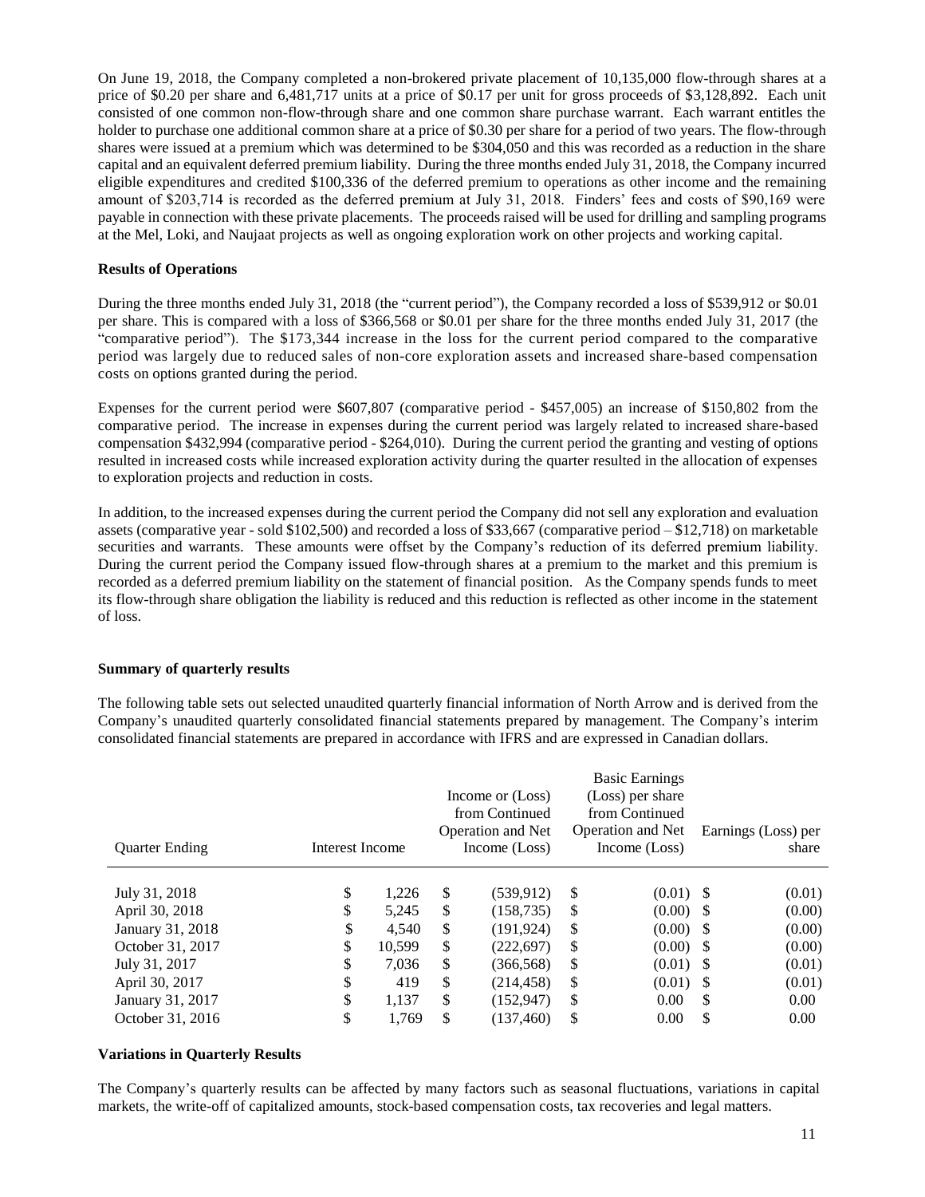On June 19, 2018, the Company completed a non-brokered private placement of 10,135,000 flow-through shares at a price of $0.20 per share and 6,481,717 units at a price of $0.17 per unit for gross proceeds of $3,128,892. Each unit consisted of one common non-flow-through share and one common share purchase warrant. Each warrant entitles the holder to purchase one additional common share at a price of $0.30 per share for a period of two years. The flow-through shares were issued at a premium which was determined to be $304,050 and this was recorded as a reduction in the share capital and an equivalent deferred premium liability. During the three months ended July 31, 2018, the Company incurred eligible expenditures and credited $100,336 of the deferred premium to operations as other income and the remaining amount of $203,714 is recorded as the deferred premium at July 31, 2018. Finders' fees and costs of $90,169 were payable in connection with these private placements. The proceeds raised will be used for drilling and sampling programs at the Mel, Loki, and Naujaat projects as well as ongoing exploration work on other projects and working capital.

**Results of Operations**

During the three months ended July 31, 2018 (the "current period"), the Company recorded a loss of $539,912 or $0.01 per share. This is compared with a loss of $366,568 or $0.01 per share for the three months ended July 31, 2017 (the "comparative period"). The $173,344 increase in the loss for the current period compared to the comparative period was largely due to reduced sales of non-core exploration assets and increased share-based compensation costs on options granted during the period.

Expenses for the current period were $607,807 (comparative period - $457,005) an increase of $150,802 from the comparative period. The increase in expenses during the current period was largely related to increased share-based compensation $432,994 (comparative period - $264,010). During the current period the granting and vesting of options resulted in increased costs while increased exploration activity during the quarter resulted in the allocation of expenses to exploration projects and reduction in costs.

In addition, to the increased expenses during the current period the Company did not sell any exploration and evaluation assets (comparative year - sold $102,500) and recorded a loss of $33,667 (comparative period – $12,718) on marketable securities and warrants. These amounts were offset by the Company's reduction of its deferred premium liability. During the current period the Company issued flow-through shares at a premium to the market and this premium is recorded as a deferred premium liability on the statement of financial position. As the Company spends funds to meet its flow-through share obligation the liability is reduced and this reduction is reflected as other income in the statement of loss.

**Summary of quarterly results**

The following table sets out selected unaudited quarterly financial information of North Arrow and is derived from the Company's unaudited quarterly consolidated financial statements prepared by management. The Company's interim consolidated financial statements are prepared in accordance with IFRS and are expressed in Canadian dollars.

| Quarter Ending | Interest Income | Income or (Loss) from Continued Operation and Net Income (Loss) | Basic Earnings (Loss) per share from Continued Operation and Net Income (Loss) | Earnings (Loss) per share |
|---|---|---|---|---|
| July 31, 2018 | $ 1,226 | $ (539,912) | $ (0.01) | $ (0.01) |
| April 30, 2018 | $ 5,245 | $ (158,735) | $ (0.00) | $ (0.00) |
| January 31, 2018 | $ 4,540 | $ (191,924) | $ (0.00) | $ (0.00) |
| October 31, 2017 | $ 10,599 | $ (222,697) | $ (0.00) | $ (0.00) |
| July 31, 2017 | $ 7,036 | $ (366,568) | $ (0.01) | $ (0.01) |
| April 30, 2017 | $ 419 | $ (214,458) | $ (0.01) | $ (0.01) |
| January 31, 2017 | $ 1,137 | $ (152,947) | $ 0.00 | $ 0.00 |
| October 31, 2016 | $ 1,769 | $ (137,460) | $ 0.00 | $ 0.00 |

**Variations in Quarterly Results**

The Company's quarterly results can be affected by many factors such as seasonal fluctuations, variations in capital markets, the write-off of capitalized amounts, stock-based compensation costs, tax recoveries and legal matters.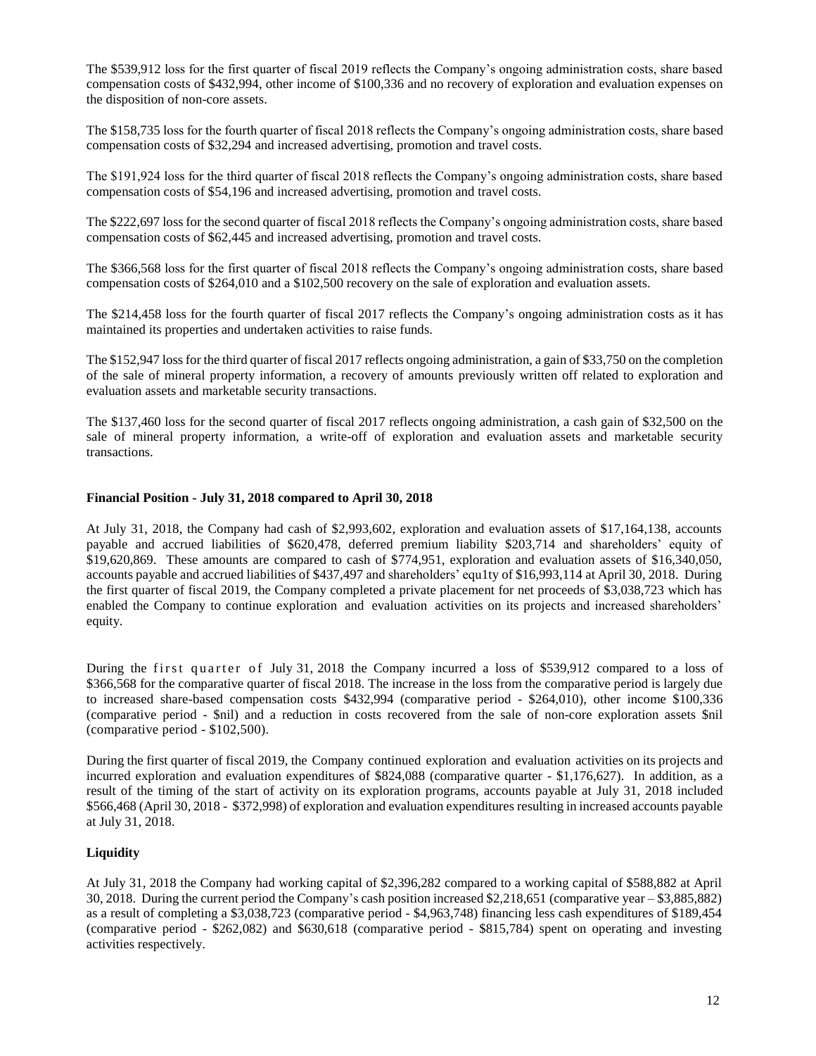The $539,912 loss for the first quarter of fiscal 2019 reflects the Company's ongoing administration costs, share based compensation costs of $432,994, other income of $100,336 and no recovery of exploration and evaluation expenses on the disposition of non-core assets.

The $158,735 loss for the fourth quarter of fiscal 2018 reflects the Company's ongoing administration costs, share based compensation costs of $32,294 and increased advertising, promotion and travel costs.

The $191,924 loss for the third quarter of fiscal 2018 reflects the Company's ongoing administration costs, share based compensation costs of $54,196 and increased advertising, promotion and travel costs.

The $222,697 loss for the second quarter of fiscal 2018 reflects the Company's ongoing administration costs, share based compensation costs of $62,445 and increased advertising, promotion and travel costs.

The $366,568 loss for the first quarter of fiscal 2018 reflects the Company's ongoing administration costs, share based compensation costs of $264,010 and a $102,500 recovery on the sale of exploration and evaluation assets.

The $214,458 loss for the fourth quarter of fiscal 2017 reflects the Company's ongoing administration costs as it has maintained its properties and undertaken activities to raise funds.

The $152,947 loss for the third quarter of fiscal 2017 reflects ongoing administration, a gain of $33,750 on the completion of the sale of mineral property information, a recovery of amounts previously written off related to exploration and evaluation assets and marketable security transactions.

The $137,460 loss for the second quarter of fiscal 2017 reflects ongoing administration, a cash gain of $32,500 on the sale of mineral property information, a write-off of exploration and evaluation assets and marketable security transactions.

**Financial Position - July 31, 2018 compared to April 30, 2018**

At July 31, 2018, the Company had cash of $2,993,602, exploration and evaluation assets of $17,164,138, accounts payable and accrued liabilities of $620,478, deferred premium liability $203,714 and shareholders' equity of $19,620,869. These amounts are compared to cash of $774,951, exploration and evaluation assets of $16,340,050, accounts payable and accrued liabilities of $437,497 and shareholders' equ1ty of $16,993,114 at April 30, 2018. During the first quarter of fiscal 2019, the Company completed a private placement for net proceeds of $3,038,723 which has enabled the Company to continue exploration and evaluation activities on its projects and increased shareholders' equity.

During the first quarter of July 31, 2018 the Company incurred a loss of $539,912 compared to a loss of $366,568 for the comparative quarter of fiscal 2018. The increase in the loss from the comparative period is largely due to increased share-based compensation costs $432,994 (comparative period - $264,010), other income $100,336 (comparative period - $nil) and a reduction in costs recovered from the sale of non-core exploration assets $nil (comparative period - $102,500).

During the first quarter of fiscal 2019, the Company continued exploration and evaluation activities on its projects and incurred exploration and evaluation expenditures of $824,088 (comparative quarter - $1,176,627). In addition, as a result of the timing of the start of activity on its exploration programs, accounts payable at July 31, 2018 included $566,468 (April 30, 2018 - $372,998) of exploration and evaluation expenditures resulting in increased accounts payable at July 31, 2018.

**Liquidity**

At July 31, 2018 the Company had working capital of $2,396,282 compared to a working capital of $588,882 at April 30, 2018. During the current period the Company's cash position increased $2,218,651 (comparative year – $3,885,882) as a result of completing a $3,038,723 (comparative period - $4,963,748) financing less cash expenditures of $189,454 (comparative period - $262,082) and $630,618 (comparative period - $815,784) spent on operating and investing activities respectively.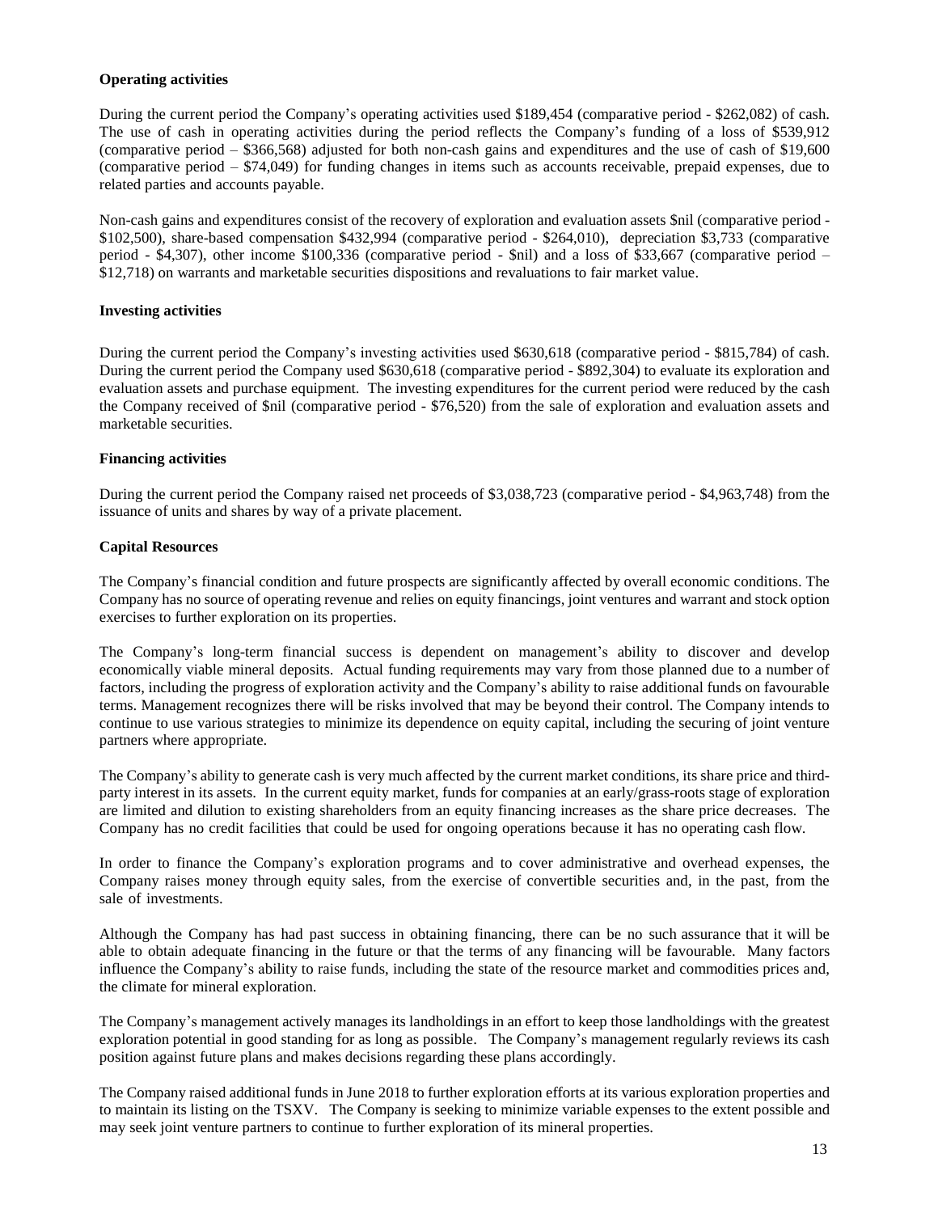**Operating activities**

During the current period the Company's operating activities used $189,454 (comparative period - $262,082) of cash. The use of cash in operating activities during the period reflects the Company's funding of a loss of $539,912 (comparative period – $366,568) adjusted for both non-cash gains and expenditures and the use of cash of $19,600 (comparative period – $74,049) for funding changes in items such as accounts receivable, prepaid expenses, due to related parties and accounts payable.

Non-cash gains and expenditures consist of the recovery of exploration and evaluation assets $nil (comparative period - $102,500), share-based compensation $432,994 (comparative period - $264,010), depreciation $3,733 (comparative period - $4,307), other income $100,336 (comparative period - $nil) and a loss of $33,667 (comparative period – $12,718) on warrants and marketable securities dispositions and revaluations to fair market value.

**Investing activities**

During the current period the Company's investing activities used $630,618 (comparative period - $815,784) of cash. During the current period the Company used $630,618 (comparative period - $892,304) to evaluate its exploration and evaluation assets and purchase equipment. The investing expenditures for the current period were reduced by the cash the Company received of $nil (comparative period - $76,520) from the sale of exploration and evaluation assets and marketable securities.

**Financing activities**

During the current period the Company raised net proceeds of $3,038,723 (comparative period - $4,963,748) from the issuance of units and shares by way of a private placement.

**Capital Resources**

The Company's financial condition and future prospects are significantly affected by overall economic conditions. The Company has no source of operating revenue and relies on equity financings, joint ventures and warrant and stock option exercises to further exploration on its properties.

The Company's long-term financial success is dependent on management's ability to discover and develop economically viable mineral deposits. Actual funding requirements may vary from those planned due to a number of factors, including the progress of exploration activity and the Company's ability to raise additional funds on favourable terms. Management recognizes there will be risks involved that may be beyond their control. The Company intends to continue to use various strategies to minimize its dependence on equity capital, including the securing of joint venture partners where appropriate.

The Company's ability to generate cash is very much affected by the current market conditions, its share price and third-party interest in its assets. In the current equity market, funds for companies at an early/grass-roots stage of exploration are limited and dilution to existing shareholders from an equity financing increases as the share price decreases. The Company has no credit facilities that could be used for ongoing operations because it has no operating cash flow.

In order to finance the Company's exploration programs and to cover administrative and overhead expenses, the Company raises money through equity sales, from the exercise of convertible securities and, in the past, from the sale of investments.

Although the Company has had past success in obtaining financing, there can be no such assurance that it will be able to obtain adequate financing in the future or that the terms of any financing will be favourable. Many factors influence the Company's ability to raise funds, including the state of the resource market and commodities prices and, the climate for mineral exploration.

The Company's management actively manages its landholdings in an effort to keep those landholdings with the greatest exploration potential in good standing for as long as possible. The Company's management regularly reviews its cash position against future plans and makes decisions regarding these plans accordingly.

The Company raised additional funds in June 2018 to further exploration efforts at its various exploration properties and to maintain its listing on the TSXV. The Company is seeking to minimize variable expenses to the extent possible and may seek joint venture partners to continue to further exploration of its mineral properties.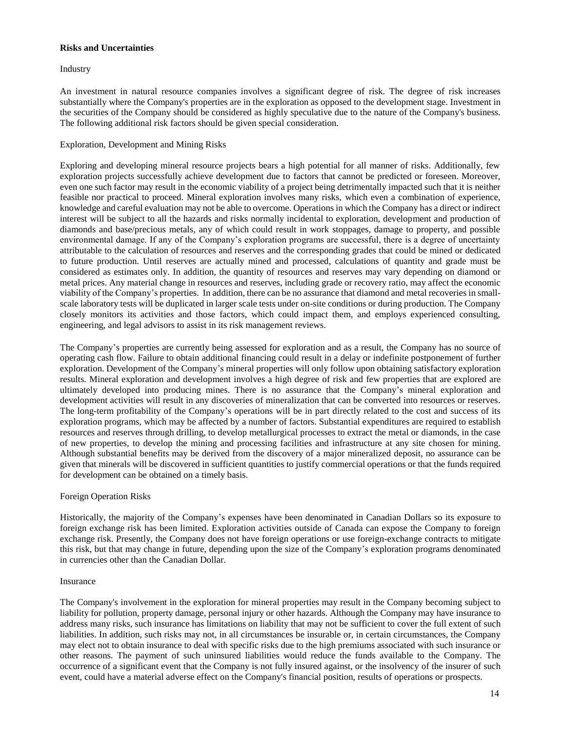**Risks and Uncertainties**

Industry

An investment in natural resource companies involves a significant degree of risk. The degree of risk increases substantially where the Company's properties are in the exploration as opposed to the development stage. Investment in the securities of the Company should be considered as highly speculative due to the nature of the Company's business. The following additional risk factors should be given special consideration.

Exploration, Development and Mining Risks

Exploring and developing mineral resource projects bears a high potential for all manner of risks. Additionally, few exploration projects successfully achieve development due to factors that cannot be predicted or foreseen. Moreover, even one such factor may result in the economic viability of a project being detrimentally impacted such that it is neither feasible nor practical to proceed. Mineral exploration involves many risks, which even a combination of experience, knowledge and careful evaluation may not be able to overcome. Operations in which the Company has a direct or indirect interest will be subject to all the hazards and risks normally incidental to exploration, development and production of diamonds and base/precious metals, any of which could result in work stoppages, damage to property, and possible environmental damage. If any of the Company's exploration programs are successful, there is a degree of uncertainty attributable to the calculation of resources and reserves and the corresponding grades that could be mined or dedicated to future production. Until reserves are actually mined and processed, calculations of quantity and grade must be considered as estimates only. In addition, the quantity of resources and reserves may vary depending on diamond or metal prices. Any material change in resources and reserves, including grade or recovery ratio, may affect the economic viability of the Company's properties. In addition, there can be no assurance that diamond and metal recoveries in small-scale laboratory tests will be duplicated in larger scale tests under on-site conditions or during production. The Company closely monitors its activities and those factors, which could impact them, and employs experienced consulting, engineering, and legal advisors to assist in its risk management reviews.

The Company's properties are currently being assessed for exploration and as a result, the Company has no source of operating cash flow. Failure to obtain additional financing could result in a delay or indefinite postponement of further exploration. Development of the Company's mineral properties will only follow upon obtaining satisfactory exploration results. Mineral exploration and development involves a high degree of risk and few properties that are explored are ultimately developed into producing mines. There is no assurance that the Company's mineral exploration and development activities will result in any discoveries of mineralization that can be converted into resources or reserves. The long-term profitability of the Company's operations will be in part directly related to the cost and success of its exploration programs, which may be affected by a number of factors. Substantial expenditures are required to establish resources and reserves through drilling, to develop metallurgical processes to extract the metal or diamonds, in the case of new properties, to develop the mining and processing facilities and infrastructure at any site chosen for mining. Although substantial benefits may be derived from the discovery of a major mineralized deposit, no assurance can be given that minerals will be discovered in sufficient quantities to justify commercial operations or that the funds required for development can be obtained on a timely basis.

Foreign Operation Risks

Historically, the majority of the Company's expenses have been denominated in Canadian Dollars so its exposure to foreign exchange risk has been limited. Exploration activities outside of Canada can expose the Company to foreign exchange risk. Presently, the Company does not have foreign operations or use foreign-exchange contracts to mitigate this risk, but that may change in future, depending upon the size of the Company's exploration programs denominated in currencies other than the Canadian Dollar.

Insurance

The Company's involvement in the exploration for mineral properties may result in the Company becoming subject to liability for pollution, property damage, personal injury or other hazards. Although the Company may have insurance to address many risks, such insurance has limitations on liability that may not be sufficient to cover the full extent of such liabilities. In addition, such risks may not, in all circumstances be insurable or, in certain circumstances, the Company may elect not to obtain insurance to deal with specific risks due to the high premiums associated with such insurance or other reasons. The payment of such uninsured liabilities would reduce the funds available to the Company. The occurrence of a significant event that the Company is not fully insured against, or the insolvency of the insurer of such event, could have a material adverse effect on the Company's financial position, results of operations or prospects.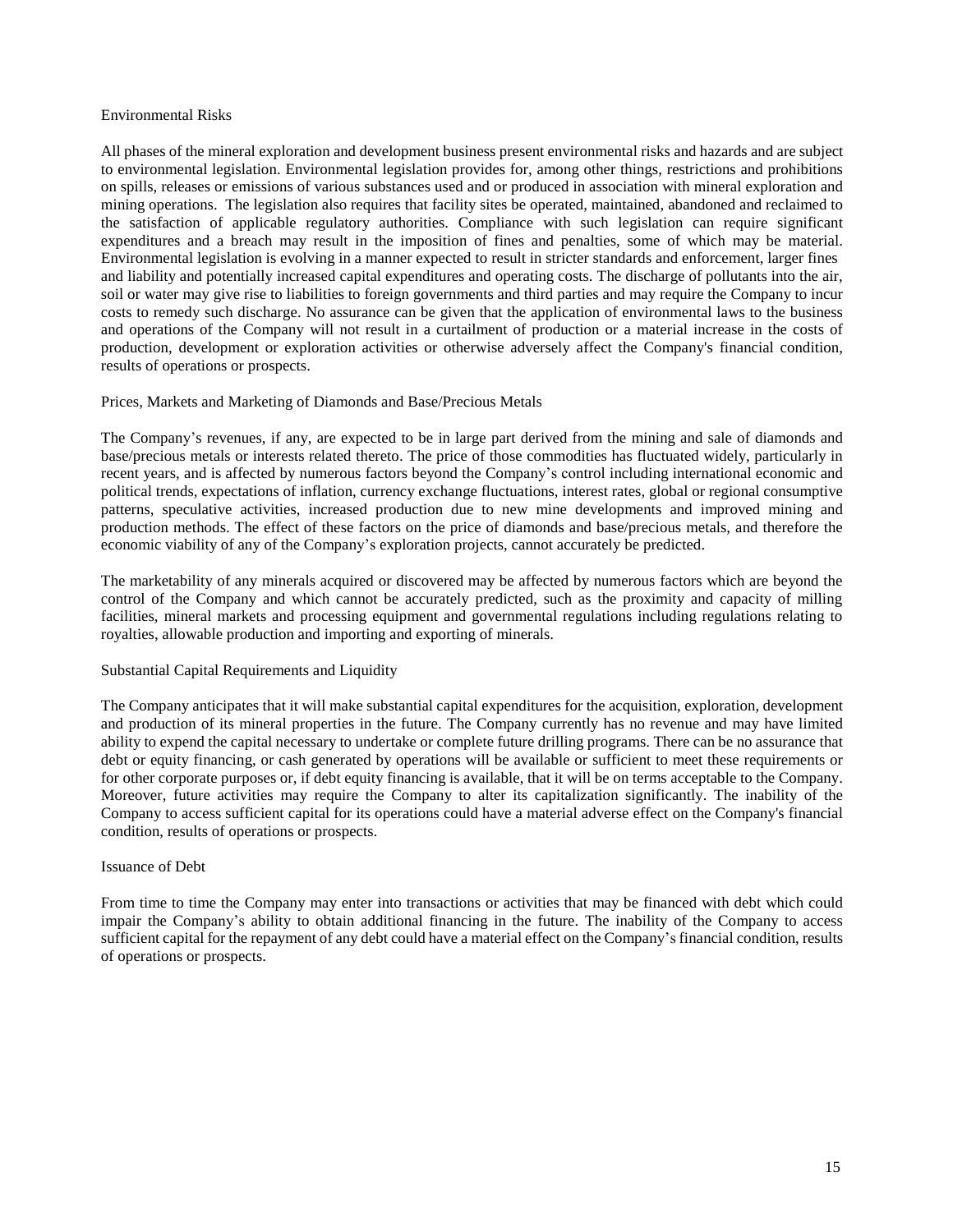### Environmental Risks

All phases of the mineral exploration and development business present environmental risks and hazards and are subject to environmental legislation. Environmental legislation provides for, among other things, restrictions and prohibitions on spills, releases or emissions of various substances used and or produced in association with mineral exploration and mining operations. The legislation also requires that facility sites be operated, maintained, abandoned and reclaimed to the satisfaction of applicable regulatory authorities. Compliance with such legislation can require significant expenditures and a breach may result in the imposition of fines and penalties, some of which may be material. Environmental legislation is evolving in a manner expected to result in stricter standards and enforcement, larger fines and liability and potentially increased capital expenditures and operating costs. The discharge of pollutants into the air, soil or water may give rise to liabilities to foreign governments and third parties and may require the Company to incur costs to remedy such discharge. No assurance can be given that the application of environmental laws to the business and operations of the Company will not result in a curtailment of production or a material increase in the costs of production, development or exploration activities or otherwise adversely affect the Company's financial condition, results of operations or prospects.

### Prices, Markets and Marketing of Diamonds and Base/Precious Metals

The Company’s revenues, if any, are expected to be in large part derived from the mining and sale of diamonds and base/precious metals or interests related thereto. The price of those commodities has fluctuated widely, particularly in recent years, and is affected by numerous factors beyond the Company’s control including international economic and political trends, expectations of inflation, currency exchange fluctuations, interest rates, global or regional consumptive patterns, speculative activities, increased production due to new mine developments and improved mining and production methods. The effect of these factors on the price of diamonds and base/precious metals, and therefore the economic viability of any of the Company’s exploration projects, cannot accurately be predicted.

The marketability of any minerals acquired or discovered may be affected by numerous factors which are beyond the control of the Company and which cannot be accurately predicted, such as the proximity and capacity of milling facilities, mineral markets and processing equipment and governmental regulations including regulations relating to royalties, allowable production and importing and exporting of minerals.

### Substantial Capital Requirements and Liquidity

The Company anticipates that it will make substantial capital expenditures for the acquisition, exploration, development and production of its mineral properties in the future. The Company currently has no revenue and may have limited ability to expend the capital necessary to undertake or complete future drilling programs. There can be no assurance that debt or equity financing, or cash generated by operations will be available or sufficient to meet these requirements or for other corporate purposes or, if debt equity financing is available, that it will be on terms acceptable to the Company. Moreover, future activities may require the Company to alter its capitalization significantly. The inability of the Company to access sufficient capital for its operations could have a material adverse effect on the Company's financial condition, results of operations or prospects.

### Issuance of Debt

From time to time the Company may enter into transactions or activities that may be financed with debt which could impair the Company’s ability to obtain additional financing in the future. The inability of the Company to access sufficient capital for the repayment of any debt could have a material effect on the Company’s financial condition, results of operations or prospects.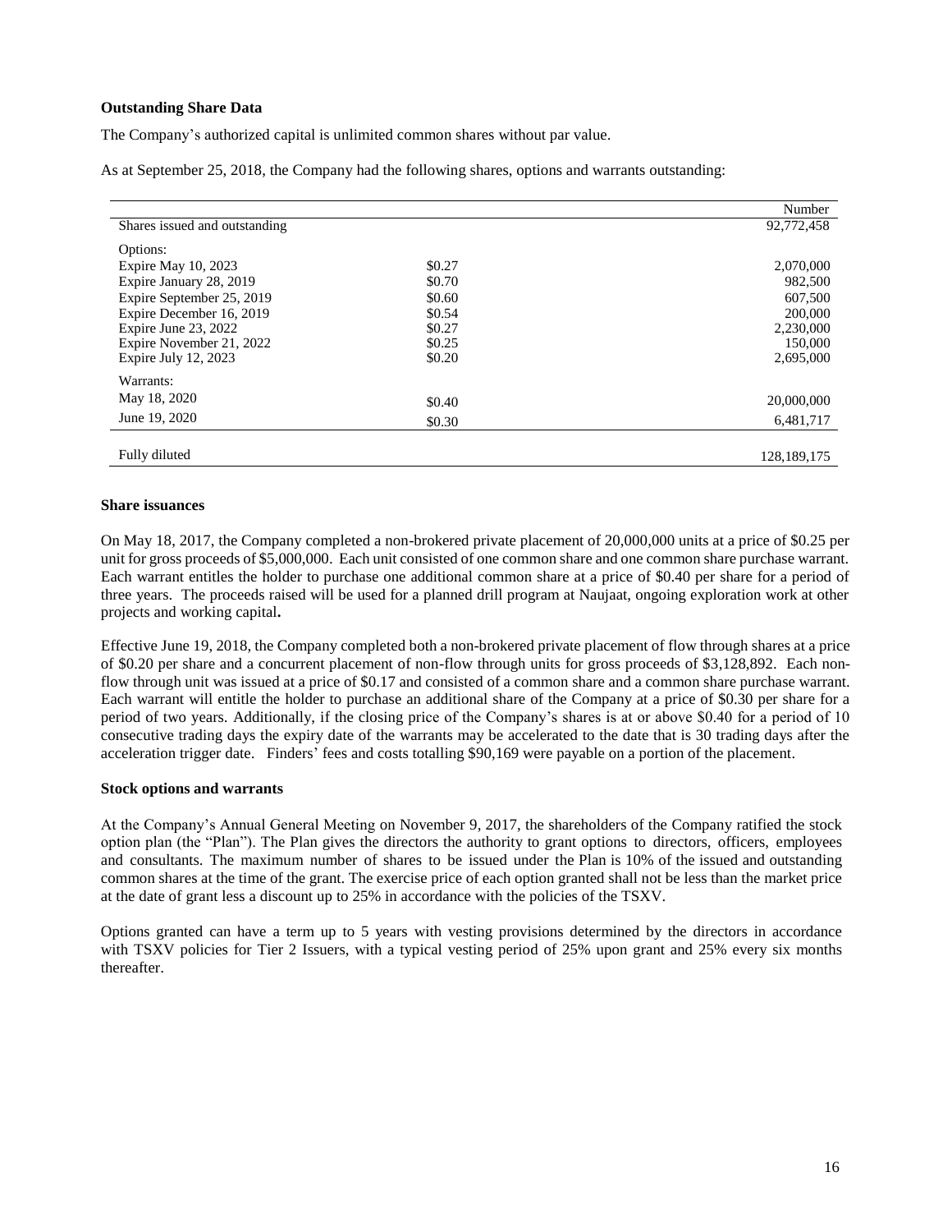**Outstanding Share Data**

The Company's authorized capital is unlimited common shares without par value.

As at September 25, 2018, the Company had the following shares, options and warrants outstanding:

| | | Number |
|---|---|---|
| Shares issued and outstanding | | 92,772,458 |
| Options: | | |
| Expire May 10, 2023 | \$0.27 | 2,070,000 |
| Expire January 28, 2019 | \$0.70 | 982,500 |
| Expire September 25, 2019 | \$0.60 | 607,500 |
| Expire December 16, 2019 | \$0.54 | 200,000 |
| Expire June 23, 2022 | \$0.27 | 2,230,000 |
| Expire November 21, 2022 | \$0.25 | 150,000 |
| Expire July 12, 2023 | \$0.20 | 2,695,000 |
| Warrants: | | |
| May 18, 2020 | \$0.40 | 20,000,000 |
| June 19, 2020 | \$0.30 | 6,481,717 |
| Fully diluted | | 128,189,175 |

**Share issuances**

On May 18, 2017, the Company completed a non-brokered private placement of 20,000,000 units at a price of \$0.25 per unit for gross proceeds of \$5,000,000. Each unit consisted of one common share and one common share purchase warrant. Each warrant entitles the holder to purchase one additional common share at a price of \$0.40 per share for a period of three years. The proceeds raised will be used for a planned drill program at Naujaat, ongoing exploration work at other projects and working capital**.**

Effective June 19, 2018, the Company completed both a non-brokered private placement of flow through shares at a price of \$0.20 per share and a concurrent placement of non-flow through units for gross proceeds of \$3,128,892. Each non-flow through unit was issued at a price of \$0.17 and consisted of a common share and a common share purchase warrant. Each warrant will entitle the holder to purchase an additional share of the Company at a price of \$0.30 per share for a period of two years. Additionally, if the closing price of the Company's shares is at or above \$0.40 for a period of 10 consecutive trading days the expiry date of the warrants may be accelerated to the date that is 30 trading days after the acceleration trigger date. Finders' fees and costs totalling \$90,169 were payable on a portion of the placement.

**Stock options and warrants**

At the Company's Annual General Meeting on November 9, 2017, the shareholders of the Company ratified the stock option plan (the "Plan"). The Plan gives the directors the authority to grant options to directors, officers, employees and consultants. The maximum number of shares to be issued under the Plan is 10% of the issued and outstanding common shares at the time of the grant. The exercise price of each option granted shall not be less than the market price at the date of grant less a discount up to 25% in accordance with the policies of the TSXV.

Options granted can have a term up to 5 years with vesting provisions determined by the directors in accordance with TSXV policies for Tier 2 Issuers, with a typical vesting period of 25% upon grant and 25% every six months thereafter.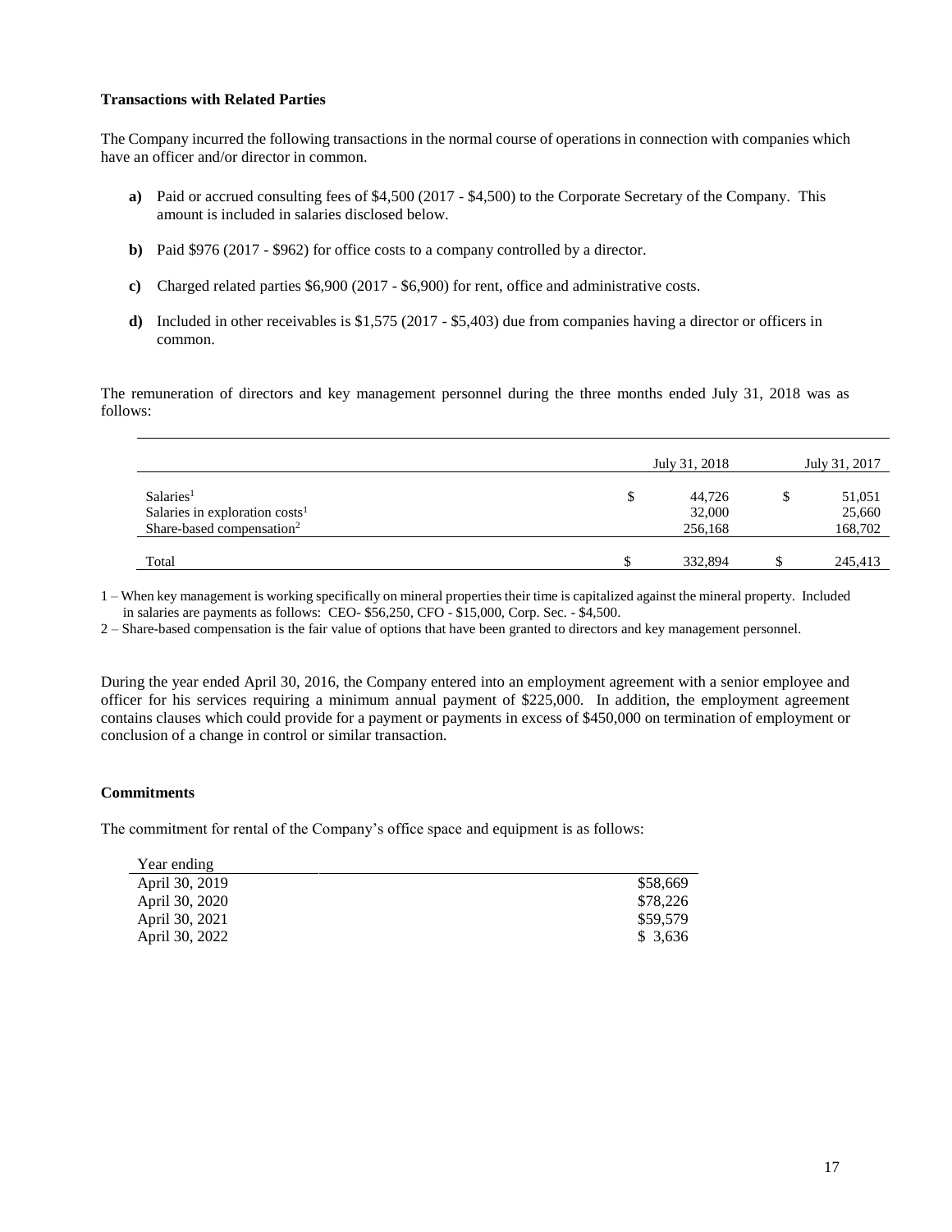**Transactions with Related Parties**

The Company incurred the following transactions in the normal course of operations in connection with companies which have an officer and/or director in common.

- **a)** Paid or accrued consulting fees of $4,500 (2017 - $4,500) to the Corporate Secretary of the Company. This amount is included in salaries disclosed below.
- **b)** Paid $976 (2017 - $962) for office costs to a company controlled by a director.
- **c)** Charged related parties $6,900 (2017 - $6,900) for rent, office and administrative costs.
- **d)** Included in other receivables is $1,575 (2017 - $5,403) due from companies having a director or officers in common.

The remuneration of directors and key management personnel during the three months ended July 31, 2018 was as follows:

| | July 31, 2018 | July 31, 2017 |
|---|---|---|
| Salaries[1] | $ 44,726 | $ 51,051 |
| Salaries in exploration costs[1] | 32,000 | 25,660 |
| Share-based compensation[2] | 256,168 | 168,702 |
| Total | $ 332,894 | $ 245,413 |

1 – When key management is working specifically on mineral properties their time is capitalized against the mineral property. Included in salaries are payments as follows: CEO- $56,250, CFO - $15,000, Corp. Sec. - $4,500.

2 – Share-based compensation is the fair value of options that have been granted to directors and key management personnel.

During the year ended April 30, 2016, the Company entered into an employment agreement with a senior employee and officer for his services requiring a minimum annual payment of $225,000. In addition, the employment agreement contains clauses which could provide for a payment or payments in excess of $450,000 on termination of employment or conclusion of a change in control or similar transaction.

**Commitments**

The commitment for rental of the Company's office space and equipment is as follows:

| Year ending | |
|---|---|
| April 30, 2019 | $58,669 |
| April 30, 2020 | $78,226 |
| April 30, 2021 | $59,579 |
| April 30, 2022 | $ 3,636 |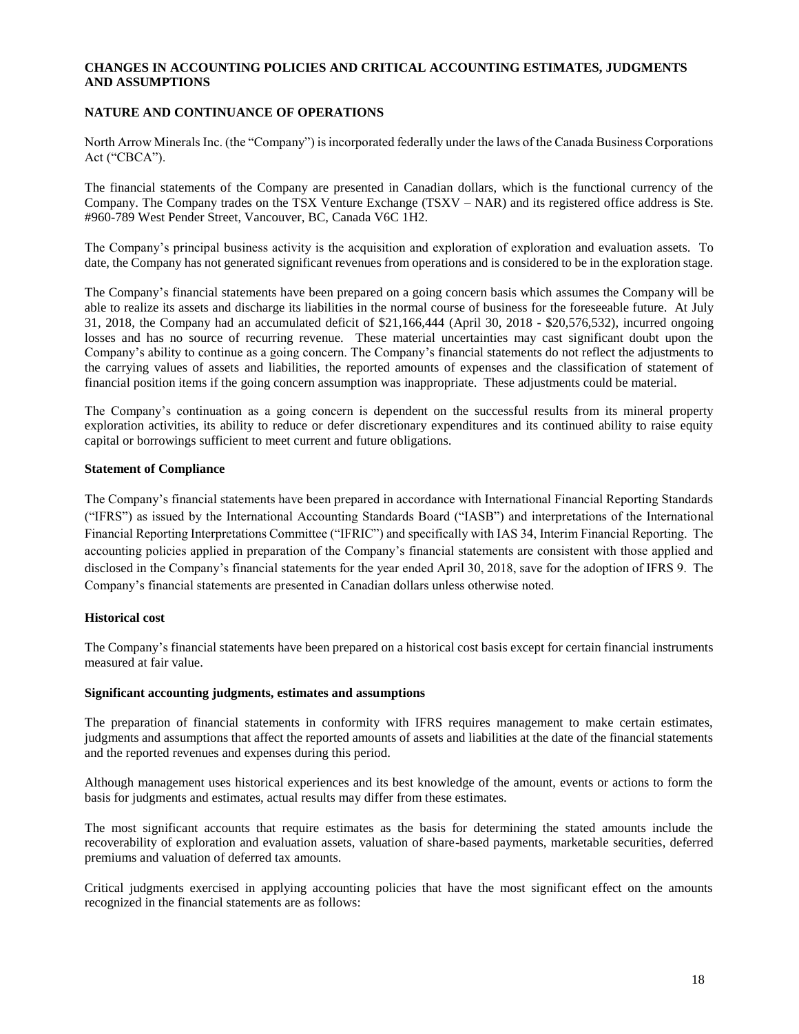## CHANGES IN ACCOUNTING POLICIES AND CRITICAL ACCOUNTING ESTIMATES, JUDGMENTS AND ASSUMPTIONS

### NATURE AND CONTINUANCE OF OPERATIONS

North Arrow Minerals Inc. (the "Company") is incorporated federally under the laws of the Canada Business Corporations Act ("CBCA").

The financial statements of the Company are presented in Canadian dollars, which is the functional currency of the Company. The Company trades on the TSX Venture Exchange (TSXV – NAR) and its registered office address is Ste. #960-789 West Pender Street, Vancouver, BC, Canada V6C 1H2.

The Company's principal business activity is the acquisition and exploration of exploration and evaluation assets. To date, the Company has not generated significant revenues from operations and is considered to be in the exploration stage.

The Company's financial statements have been prepared on a going concern basis which assumes the Company will be able to realize its assets and discharge its liabilities in the normal course of business for the foreseeable future. At July 31, 2018, the Company had an accumulated deficit of $21,166,444 (April 30, 2018 - $20,576,532), incurred ongoing losses and has no source of recurring revenue. These material uncertainties may cast significant doubt upon the Company's ability to continue as a going concern. The Company's financial statements do not reflect the adjustments to the carrying values of assets and liabilities, the reported amounts of expenses and the classification of statement of financial position items if the going concern assumption was inappropriate. These adjustments could be material.

The Company's continuation as a going concern is dependent on the successful results from its mineral property exploration activities, its ability to reduce or defer discretionary expenditures and its continued ability to raise equity capital or borrowings sufficient to meet current and future obligations.

#### Statement of Compliance

The Company's financial statements have been prepared in accordance with International Financial Reporting Standards ("IFRS") as issued by the International Accounting Standards Board ("IASB") and interpretations of the International Financial Reporting Interpretations Committee ("IFRIC") and specifically with IAS 34, Interim Financial Reporting. The accounting policies applied in preparation of the Company's financial statements are consistent with those applied and disclosed in the Company's financial statements for the year ended April 30, 2018, save for the adoption of IFRS 9. The Company's financial statements are presented in Canadian dollars unless otherwise noted.

#### Historical cost

The Company's financial statements have been prepared on a historical cost basis except for certain financial instruments measured at fair value.

#### Significant accounting judgments, estimates and assumptions

The preparation of financial statements in conformity with IFRS requires management to make certain estimates, judgments and assumptions that affect the reported amounts of assets and liabilities at the date of the financial statements and the reported revenues and expenses during this period.

Although management uses historical experiences and its best knowledge of the amount, events or actions to form the basis for judgments and estimates, actual results may differ from these estimates.

The most significant accounts that require estimates as the basis for determining the stated amounts include the recoverability of exploration and evaluation assets, valuation of share-based payments, marketable securities, deferred premiums and valuation of deferred tax amounts.

Critical judgments exercised in applying accounting policies that have the most significant effect on the amounts recognized in the financial statements are as follows: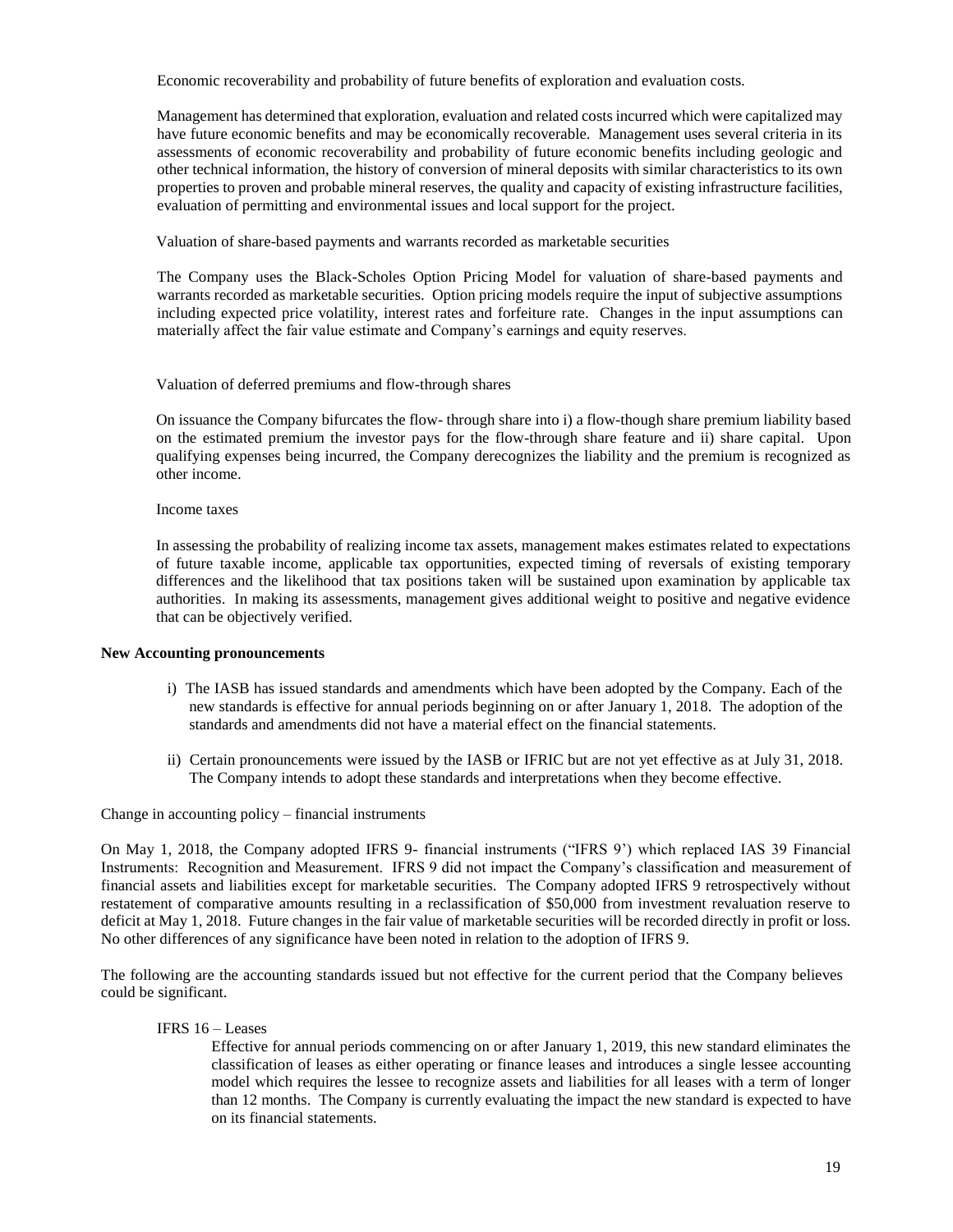Economic recoverability and probability of future benefits of exploration and evaluation costs.

Management has determined that exploration, evaluation and related costs incurred which were capitalized may have future economic benefits and may be economically recoverable. Management uses several criteria in its assessments of economic recoverability and probability of future economic benefits including geologic and other technical information, the history of conversion of mineral deposits with similar characteristics to its own properties to proven and probable mineral reserves, the quality and capacity of existing infrastructure facilities, evaluation of permitting and environmental issues and local support for the project.

Valuation of share-based payments and warrants recorded as marketable securities

The Company uses the Black-Scholes Option Pricing Model for valuation of share-based payments and warrants recorded as marketable securities. Option pricing models require the input of subjective assumptions including expected price volatility, interest rates and forfeiture rate. Changes in the input assumptions can materially affect the fair value estimate and Company's earnings and equity reserves.

Valuation of deferred premiums and flow-through shares

On issuance the Company bifurcates the flow- through share into i) a flow-though share premium liability based on the estimated premium the investor pays for the flow-through share feature and ii) share capital. Upon qualifying expenses being incurred, the Company derecognizes the liability and the premium is recognized as other income.

Income taxes

In assessing the probability of realizing income tax assets, management makes estimates related to expectations of future taxable income, applicable tax opportunities, expected timing of reversals of existing temporary differences and the likelihood that tax positions taken will be sustained upon examination by applicable tax authorities. In making its assessments, management gives additional weight to positive and negative evidence that can be objectively verified.

**New Accounting pronouncements**

i) The IASB has issued standards and amendments which have been adopted by the Company. Each of the new standards is effective for annual periods beginning on or after January 1, 2018. The adoption of the standards and amendments did not have a material effect on the financial statements.

ii) Certain pronouncements were issued by the IASB or IFRIC but are not yet effective as at July 31, 2018. The Company intends to adopt these standards and interpretations when they become effective.

Change in accounting policy – financial instruments

On May 1, 2018, the Company adopted IFRS 9- financial instruments ("IFRS 9') which replaced IAS 39 Financial Instruments: Recognition and Measurement. IFRS 9 did not impact the Company's classification and measurement of financial assets and liabilities except for marketable securities. The Company adopted IFRS 9 retrospectively without restatement of comparative amounts resulting in a reclassification of $50,000 from investment revaluation reserve to deficit at May 1, 2018. Future changes in the fair value of marketable securities will be recorded directly in profit or loss. No other differences of any significance have been noted in relation to the adoption of IFRS 9.

The following are the accounting standards issued but not effective for the current period that the Company believes could be significant.

IFRS 16 – Leases

Effective for annual periods commencing on or after January 1, 2019, this new standard eliminates the classification of leases as either operating or finance leases and introduces a single lessee accounting model which requires the lessee to recognize assets and liabilities for all leases with a term of longer than 12 months. The Company is currently evaluating the impact the new standard is expected to have on its financial statements.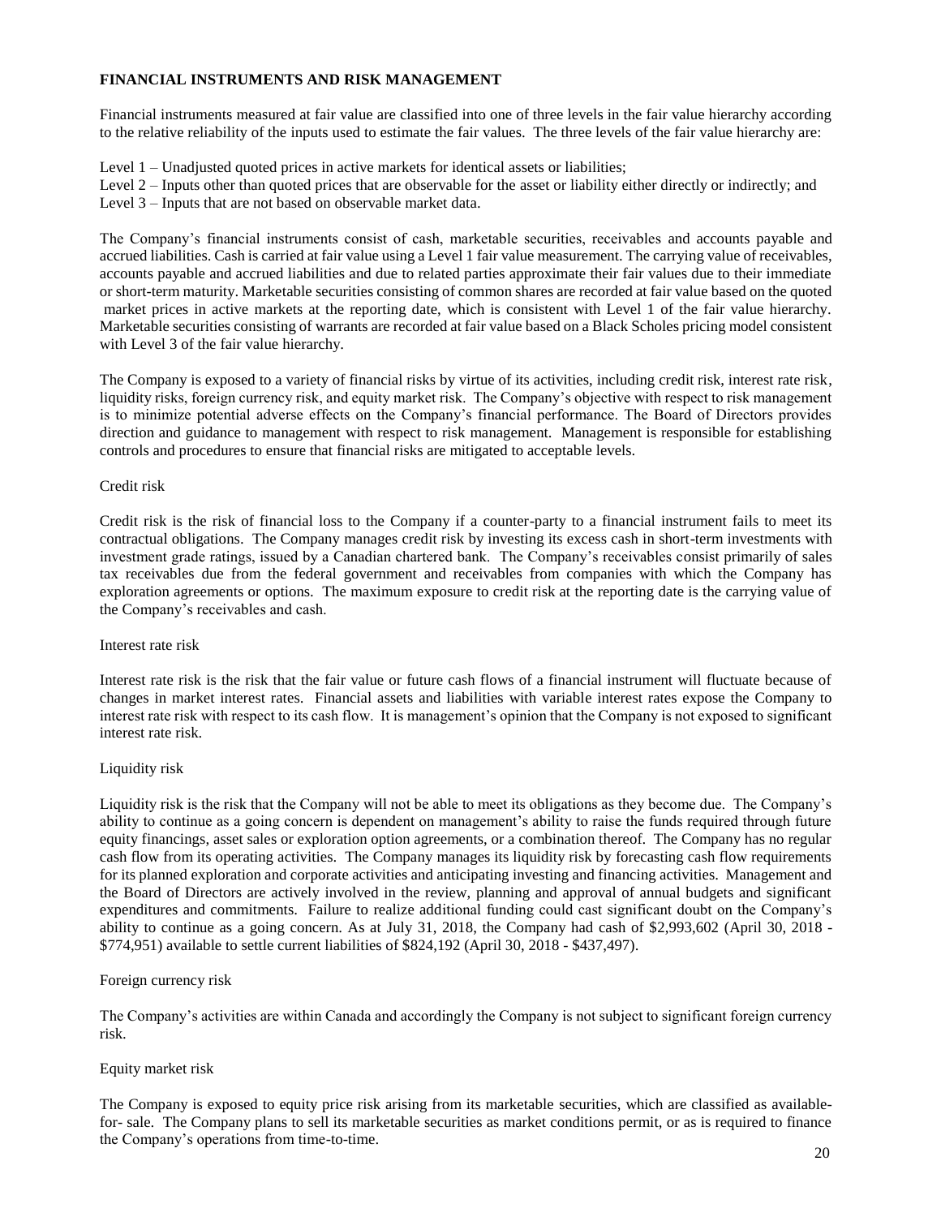## FINANCIAL INSTRUMENTS AND RISK MANAGEMENT

Financial instruments measured at fair value are classified into one of three levels in the fair value hierarchy according to the relative reliability of the inputs used to estimate the fair values. The three levels of the fair value hierarchy are:

Level 1 – Unadjusted quoted prices in active markets for identical assets or liabilities;
Level 2 – Inputs other than quoted prices that are observable for the asset or liability either directly or indirectly; and
Level 3 – Inputs that are not based on observable market data.

The Company's financial instruments consist of cash, marketable securities, receivables and accounts payable and accrued liabilities. Cash is carried at fair value using a Level 1 fair value measurement. The carrying value of receivables, accounts payable and accrued liabilities and due to related parties approximate their fair values due to their immediate or short-term maturity. Marketable securities consisting of common shares are recorded at fair value based on the quoted market prices in active markets at the reporting date, which is consistent with Level 1 of the fair value hierarchy. Marketable securities consisting of warrants are recorded at fair value based on a Black Scholes pricing model consistent with Level 3 of the fair value hierarchy.

The Company is exposed to a variety of financial risks by virtue of its activities, including credit risk, interest rate risk, liquidity risks, foreign currency risk, and equity market risk. The Company's objective with respect to risk management is to minimize potential adverse effects on the Company's financial performance. The Board of Directors provides direction and guidance to management with respect to risk management. Management is responsible for establishing controls and procedures to ensure that financial risks are mitigated to acceptable levels.

### Credit risk

Credit risk is the risk of financial loss to the Company if a counter-party to a financial instrument fails to meet its contractual obligations. The Company manages credit risk by investing its excess cash in short-term investments with investment grade ratings, issued by a Canadian chartered bank. The Company's receivables consist primarily of sales tax receivables due from the federal government and receivables from companies with which the Company has exploration agreements or options. The maximum exposure to credit risk at the reporting date is the carrying value of the Company's receivables and cash.

### Interest rate risk

Interest rate risk is the risk that the fair value or future cash flows of a financial instrument will fluctuate because of changes in market interest rates. Financial assets and liabilities with variable interest rates expose the Company to interest rate risk with respect to its cash flow. It is management's opinion that the Company is not exposed to significant interest rate risk.

### Liquidity risk

Liquidity risk is the risk that the Company will not be able to meet its obligations as they become due. The Company's ability to continue as a going concern is dependent on management's ability to raise the funds required through future equity financings, asset sales or exploration option agreements, or a combination thereof. The Company has no regular cash flow from its operating activities. The Company manages its liquidity risk by forecasting cash flow requirements for its planned exploration and corporate activities and anticipating investing and financing activities. Management and the Board of Directors are actively involved in the review, planning and approval of annual budgets and significant expenditures and commitments. Failure to realize additional funding could cast significant doubt on the Company's ability to continue as a going concern. As at July 31, 2018, the Company had cash of $2,993,602 (April 30, 2018 - $774,951) available to settle current liabilities of $824,192 (April 30, 2018 - $437,497).

### Foreign currency risk

The Company's activities are within Canada and accordingly the Company is not subject to significant foreign currency risk.

### Equity market risk

The Company is exposed to equity price risk arising from its marketable securities, which are classified as available-for- sale. The Company plans to sell its marketable securities as market conditions permit, or as is required to finance the Company's operations from time-to-time.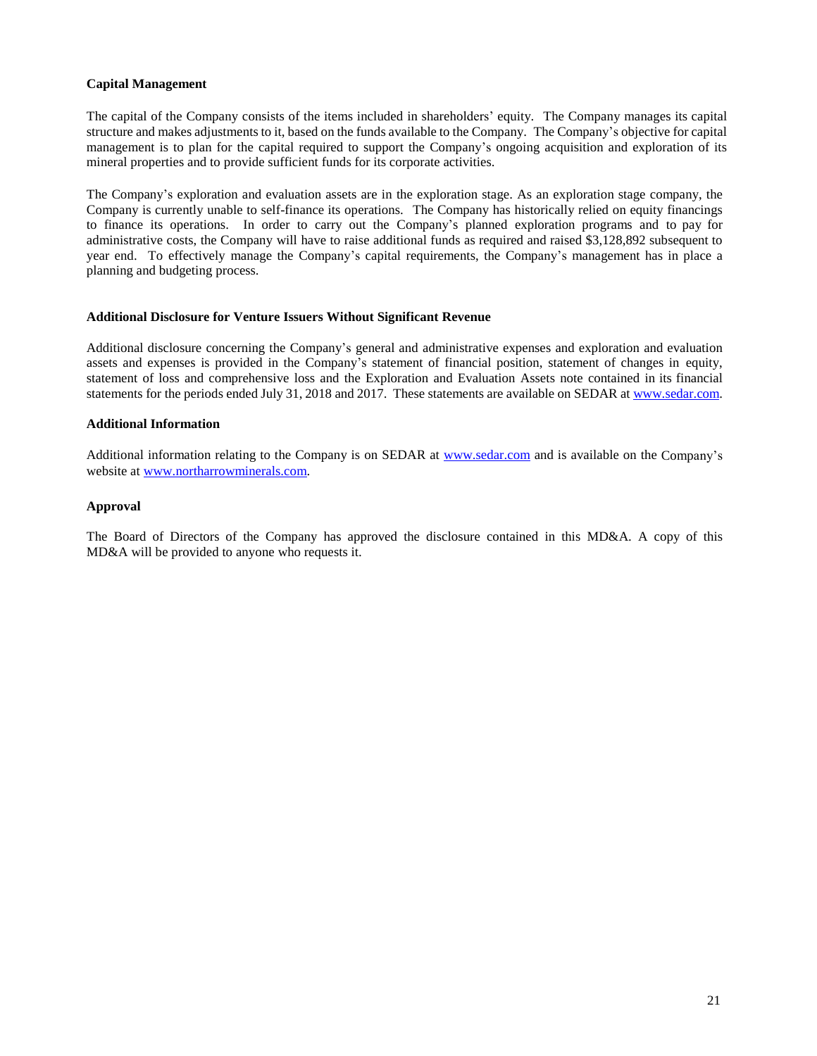### Capital Management

The capital of the Company consists of the items included in shareholders' equity. The Company manages its capital structure and makes adjustments to it, based on the funds available to the Company. The Company's objective for capital management is to plan for the capital required to support the Company's ongoing acquisition and exploration of its mineral properties and to provide sufficient funds for its corporate activities.

The Company's exploration and evaluation assets are in the exploration stage. As an exploration stage company, the Company is currently unable to self-finance its operations. The Company has historically relied on equity financings to finance its operations. In order to carry out the Company's planned exploration programs and to pay for administrative costs, the Company will have to raise additional funds as required and raised $3,128,892 subsequent to year end. To effectively manage the Company's capital requirements, the Company's management has in place a planning and budgeting process.

### Additional Disclosure for Venture Issuers Without Significant Revenue

Additional disclosure concerning the Company's general and administrative expenses and exploration and evaluation assets and expenses is provided in the Company's statement of financial position, statement of changes in equity, statement of loss and comprehensive loss and the Exploration and Evaluation Assets note contained in its financial statements for the periods ended July 31, 2018 and 2017. These statements are available on SEDAR at [www.sedar.com](http://www.sedar.com).

### Additional Information

Additional information relating to the Company is on SEDAR at [www.sedar.com](http://www.sedar.com) and is available on the Company's website at [www.northarrowminerals.com](http://www.northarrowminerals.com).

### Approval

The Board of Directors of the Company has approved the disclosure contained in this MD&A. A copy of this MD&A will be provided to anyone who requests it.